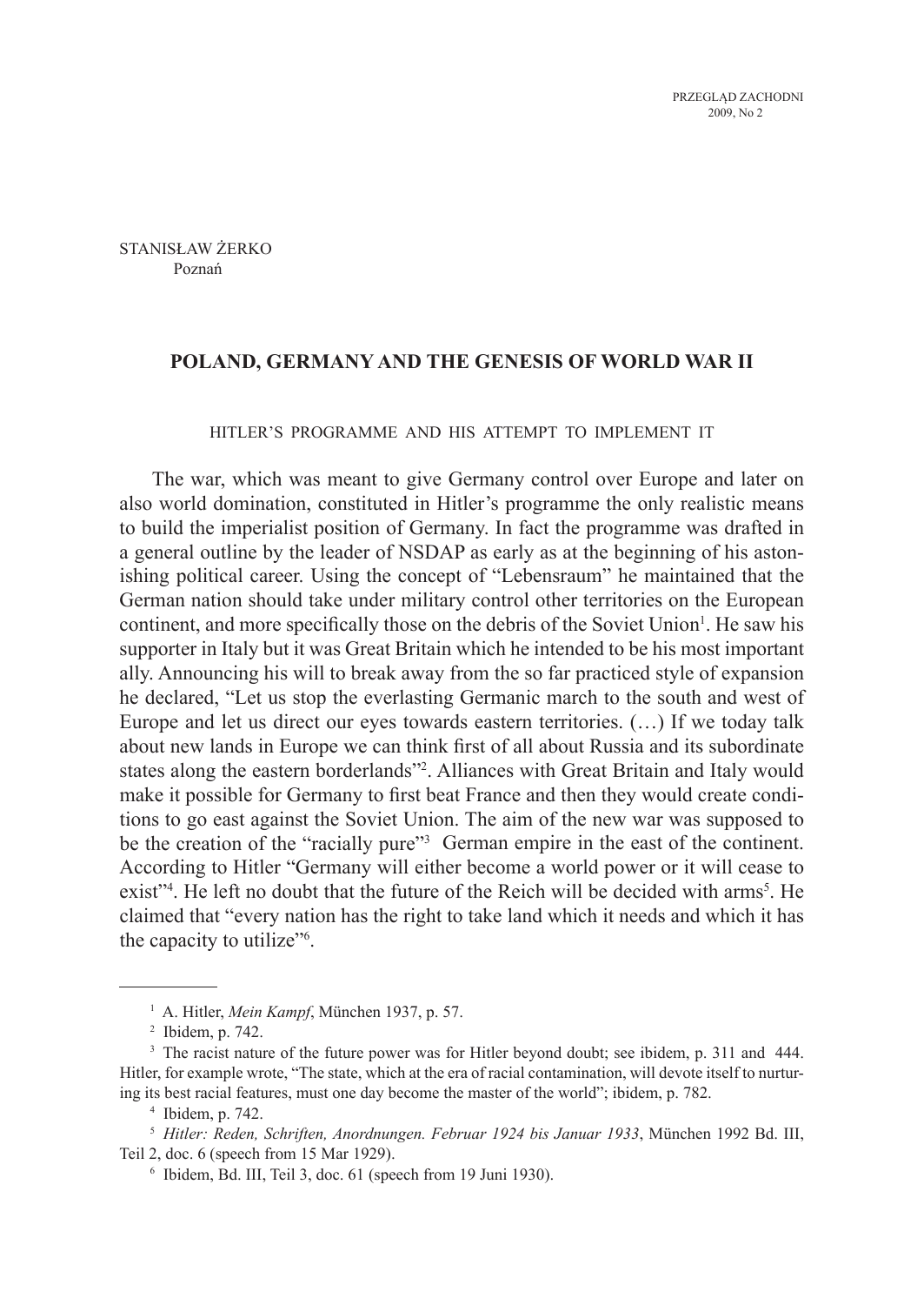STANISŁAW ŻERKO
Poznań

# POLAND, GERMANY AND THE GENESIS OF WORLD WAR II

## HITLER'S PROGRAMME AND HIS ATTEMPT TO IMPLEMENT IT

The war, which was meant to give Germany control over Europe and later on also world domination, constituted in Hitler's programme the only realistic means to build the imperialist position of Germany. In fact the programme was drafted in a general outline by the leader of NSDAP as early as at the beginning of his astonishing political career. Using the concept of "Lebensraum" he maintained that the German nation should take under military control other territories on the European continent, and more specifically those on the debris of the Soviet Union[1]. He saw his supporter in Italy but it was Great Britain which he intended to be his most important ally. Announcing his will to break away from the so far practiced style of expansion he declared, "Let us stop the everlasting Germanic march to the south and west of Europe and let us direct our eyes towards eastern territories. (…) If we today talk about new lands in Europe we can think first of all about Russia and its subordinate states along the eastern borderlands"[2]. Alliances with Great Britain and Italy would make it possible for Germany to first beat France and then they would create conditions to go east against the Soviet Union. The aim of the new war was supposed to be the creation of the "racially pure"[3] German empire in the east of the continent. According to Hitler "Germany will either become a world power or it will cease to exist"[4]. He left no doubt that the future of the Reich will be decided with arms[5]. He claimed that "every nation has the right to take land which it needs and which it has the capacity to utilize"[6].

---

[1] A. Hitler, *Mein Kampf*, München 1937, p. 57.

[2] Ibidem, p. 742.

[3] The racist nature of the future power was for Hitler beyond doubt; see ibidem, p. 311 and 444. Hitler, for example wrote, "The state, which at the era of racial contamination, will devote itself to nurturing its best racial features, must one day become the master of the world"; ibidem, p. 782.

[4] Ibidem, p. 742.

[5] *Hitler: Reden, Schriften, Anordnungen. Februar 1924 bis Januar 1933*, München 1992 Bd. III, Teil 2, doc. 6 (speech from 15 Mar 1929).

[6] Ibidem, Bd. III, Teil 3, doc. 61 (speech from 19 Juni 1930).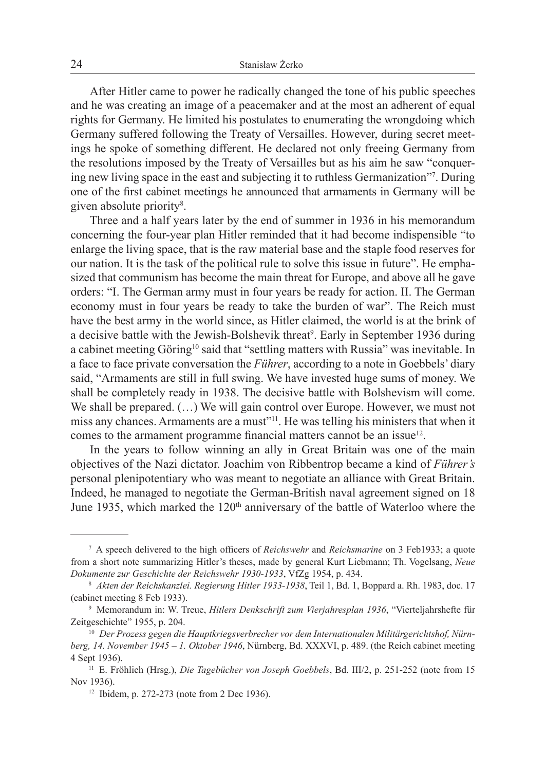After Hitler came to power he radically changed the tone of his public speeches and he was creating an image of a peacemaker and at the most an adherent of equal rights for Germany. He limited his postulates to enumerating the wrongdoing which Germany suffered following the Treaty of Versailles. However, during secret meetings he spoke of something different. He declared not only freeing Germany from the resolutions imposed by the Treaty of Versailles but as his aim he saw "conquering new living space in the east and subjecting it to ruthless Germanization"[7]. During one of the first cabinet meetings he announced that armaments in Germany will be given absolute priority[8].

Three and a half years later by the end of summer in 1936 in his memorandum concerning the four-year plan Hitler reminded that it had become indispensible "to enlarge the living space, that is the raw material base and the staple food reserves for our nation. It is the task of the political rule to solve this issue in future". He emphasized that communism has become the main threat for Europe, and above all he gave orders: "I. The German army must in four years be ready for action. II. The German economy must in four years be ready to take the burden of war". The Reich must have the best army in the world since, as Hitler claimed, the world is at the brink of a decisive battle with the Jewish-Bolshevik threat[9]. Early in September 1936 during a cabinet meeting Göring[10] said that "settling matters with Russia" was inevitable. In a face to face private conversation the *Führer*, according to a note in Goebbels' diary said, "Armaments are still in full swing. We have invested huge sums of money. We shall be completely ready in 1938. The decisive battle with Bolshevism will come. We shall be prepared. (…) We will gain control over Europe. However, we must not miss any chances. Armaments are a must"[11]. He was telling his ministers that when it comes to the armament programme financial matters cannot be an issue[12].

In the years to follow winning an ally in Great Britain was one of the main objectives of the Nazi dictator. Joachim von Ribbentrop became a kind of *Führer's* personal plenipotentiary who was meant to negotiate an alliance with Great Britain. Indeed, he managed to negotiate the German-British naval agreement signed on 18 June 1935, which marked the 120th anniversary of the battle of Waterloo where the

---

[7] A speech delivered to the high officers of *Reichswehr* and *Reichsmarine* on 3 Feb1933; a quote from a short note summarizing Hitler's theses, made by general Kurt Liebmann; Th. Vogelsang, *Neue Dokumente zur Geschichte der Reichswehr 1930-1933*, VfZg 1954, p. 434.

[8] *Akten der Reichskanzlei. Regierung Hitler 1933-1938*, Teil 1, Bd. 1, Boppard a. Rh. 1983, doc. 17 (cabinet meeting 8 Feb 1933).

[9] Memorandum in: W. Treue, *Hitlers Denkschrift zum Vierjahresplan 1936*, "Vierteljahrshefte für Zeitgeschichte" 1955, p. 204.

[10] *Der Prozess gegen die Hauptkriegsverbrecher vor dem Internationalen Militärgerichtshof, Nürnberg, 14. November 1945 – 1. Oktober 1946*, Nürnberg, Bd. XXXVI, p. 489. (the Reich cabinet meeting 4 Sept 1936).

[11] E. Fröhlich (Hrsg.), *Die Tagebücher von Joseph Goebbels*, Bd. III/2, p. 251-252 (note from 15 Nov 1936).

[12] Ibidem, p. 272-273 (note from 2 Dec 1936).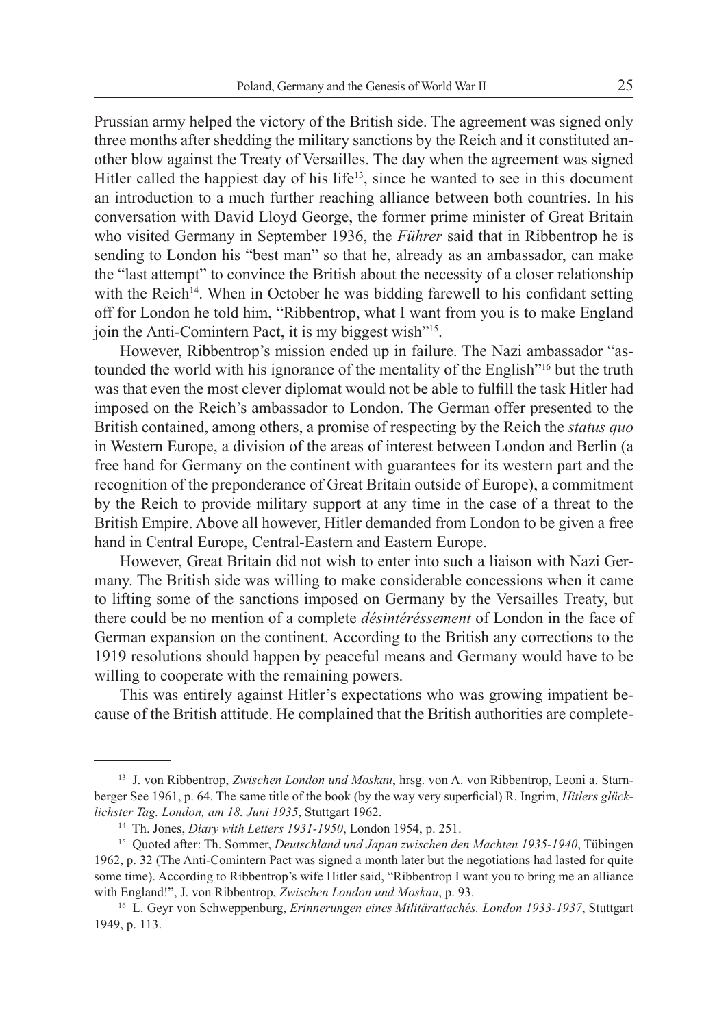Prussian army helped the victory of the British side. The agreement was signed only three months after shedding the military sanctions by the Reich and it constituted another blow against the Treaty of Versailles. The day when the agreement was signed Hitler called the happiest day of his life[13], since he wanted to see in this document an introduction to a much further reaching alliance between both countries. In his conversation with David Lloyd George, the former prime minister of Great Britain who visited Germany in September 1936, the *Führer* said that in Ribbentrop he is sending to London his "best man" so that he, already as an ambassador, can make the "last attempt" to convince the British about the necessity of a closer relationship with the Reich[14]. When in October he was bidding farewell to his confidant setting off for London he told him, "Ribbentrop, what I want from you is to make England join the Anti-Comintern Pact, it is my biggest wish"[15].

However, Ribbentrop's mission ended up in failure. The Nazi ambassador "astounded the world with his ignorance of the mentality of the English"[16] but the truth was that even the most clever diplomat would not be able to fulfill the task Hitler had imposed on the Reich's ambassador to London. The German offer presented to the British contained, among others, a promise of respecting by the Reich the *status quo* in Western Europe, a division of the areas of interest between London and Berlin (a free hand for Germany on the continent with guarantees for its western part and the recognition of the preponderance of Great Britain outside of Europe), a commitment by the Reich to provide military support at any time in the case of a threat to the British Empire. Above all however, Hitler demanded from London to be given a free hand in Central Europe, Central-Eastern and Eastern Europe.

However, Great Britain did not wish to enter into such a liaison with Nazi Germany. The British side was willing to make considerable concessions when it came to lifting some of the sanctions imposed on Germany by the Versailles Treaty, but there could be no mention of a complete *désintéréssement* of London in the face of German expansion on the continent. According to the British any corrections to the 1919 resolutions should happen by peaceful means and Germany would have to be willing to cooperate with the remaining powers.

This was entirely against Hitler's expectations who was growing impatient because of the British attitude. He complained that the British authorities are complete-

---

[13] J. von Ribbentrop, *Zwischen London und Moskau*, hrsg. von A. von Ribbentrop, Leoni a. Starnberger See 1961, p. 64. The same title of the book (by the way very superficial) R. Ingrim, *Hitlers glücklichster Tag. London, am 18. Juni 1935*, Stuttgart 1962.

[14] Th. Jones, *Diary with Letters 1931-1950*, London 1954, p. 251.

[15] Quoted after: Th. Sommer, *Deutschland und Japan zwischen den Machten 1935-1940*, Tübingen 1962, p. 32 (The Anti-Comintern Pact was signed a month later but the negotiations had lasted for quite some time). According to Ribbentrop's wife Hitler said, "Ribbentrop I want you to bring me an alliance with England!", J. von Ribbentrop, *Zwischen London und Moskau*, p. 93.

[16] L. Geyr von Schweppenburg, *Erinnerungen eines Militärattachés. London 1933-1937*, Stuttgart 1949, p. 113.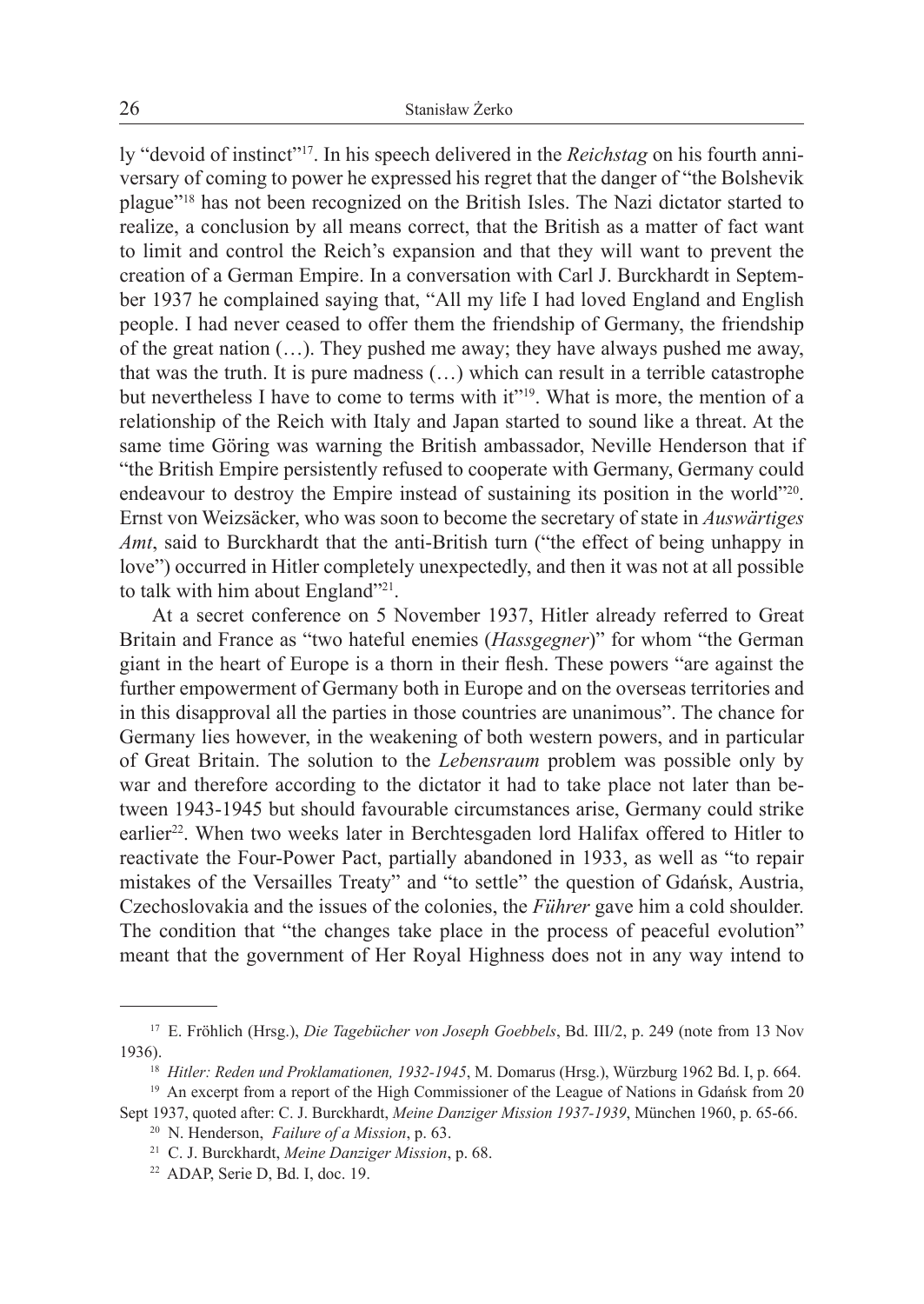ly "devoid of instinct"[17]. In his speech delivered in the *Reichstag* on his fourth anniversary of coming to power he expressed his regret that the danger of "the Bolshevik plague"[18] has not been recognized on the British Isles. The Nazi dictator started to realize, a conclusion by all means correct, that the British as a matter of fact want to limit and control the Reich's expansion and that they will want to prevent the creation of a German Empire. In a conversation with Carl J. Burckhardt in September 1937 he complained saying that, "All my life I had loved England and English people. I had never ceased to offer them the friendship of Germany, the friendship of the great nation (…). They pushed me away; they have always pushed me away, that was the truth. It is pure madness (…) which can result in a terrible catastrophe but nevertheless I have to come to terms with it"[19]. What is more, the mention of a relationship of the Reich with Italy and Japan started to sound like a threat. At the same time Göring was warning the British ambassador, Neville Henderson that if "the British Empire persistently refused to cooperate with Germany, Germany could endeavour to destroy the Empire instead of sustaining its position in the world"[20]. Ernst von Weizsäcker, who was soon to become the secretary of state in *Auswärtiges Amt*, said to Burckhardt that the anti-British turn ("the effect of being unhappy in love") occurred in Hitler completely unexpectedly, and then it was not at all possible to talk with him about England"[21].

At a secret conference on 5 November 1937, Hitler already referred to Great Britain and France as "two hateful enemies (*Hassgegner*)" for whom "the German giant in the heart of Europe is a thorn in their flesh. These powers "are against the further empowerment of Germany both in Europe and on the overseas territories and in this disapproval all the parties in those countries are unanimous". The chance for Germany lies however, in the weakening of both western powers, and in particular of Great Britain. The solution to the *Lebensraum* problem was possible only by war and therefore according to the dictator it had to take place not later than between 1943-1945 but should favourable circumstances arise, Germany could strike earlier[22]. When two weeks later in Berchtesgaden lord Halifax offered to Hitler to reactivate the Four-Power Pact, partially abandoned in 1933, as well as "to repair mistakes of the Versailles Treaty" and "to settle" the question of Gdańsk, Austria, Czechoslovakia and the issues of the colonies, the *Führer* gave him a cold shoulder. The condition that "the changes take place in the process of peaceful evolution" meant that the government of Her Royal Highness does not in any way intend to

---

[17] E. Fröhlich (Hrsg.), *Die Tagebücher von Joseph Goebbels*, Bd. III/2, p. 249 (note from 13 Nov 1936).

[18] *Hitler: Reden und Proklamationen, 1932-1945*, M. Domarus (Hrsg.), Würzburg 1962 Bd. I, p. 664.

[19] An excerpt from a report of the High Commissioner of the League of Nations in Gdańsk from 20 Sept 1937, quoted after: C. J. Burckhardt, *Meine Danziger Mission 1937-1939*, München 1960, p. 65-66.

[20] N. Henderson, *Failure of a Mission*, p. 63.

[21] C. J. Burckhardt, *Meine Danziger Mission*, p. 68.

[22] ADAP, Serie D, Bd. I, doc. 19.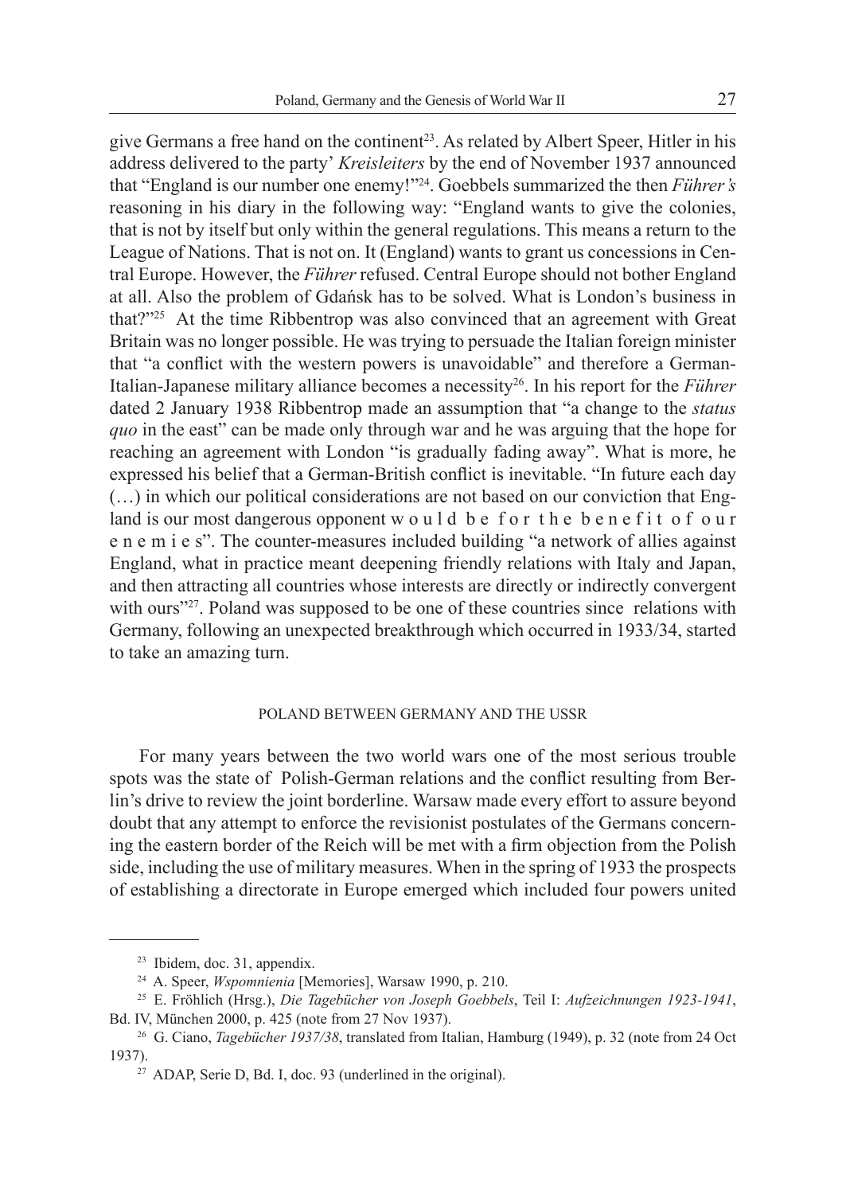give Germans a free hand on the continent[23]. As related by Albert Speer, Hitler in his address delivered to the party' *Kreisleiters* by the end of November 1937 announced that "England is our number one enemy!"[24]. Goebbels summarized the then *Führer's* reasoning in his diary in the following way: "England wants to give the colonies, that is not by itself but only within the general regulations. This means a return to the League of Nations. That is not on. It (England) wants to grant us concessions in Central Europe. However, the *Führer* refused. Central Europe should not bother England at all. Also the problem of Gdańsk has to be solved. What is London's business in that?"[25] At the time Ribbentrop was also convinced that an agreement with Great Britain was no longer possible. He was trying to persuade the Italian foreign minister that "a conflict with the western powers is unavoidable" and therefore a German-Italian-Japanese military alliance becomes a necessity[26]. In his report for the *Führer* dated 2 January 1938 Ribbentrop made an assumption that "a change to the *status quo* in the east" can be made only through war and he was arguing that the hope for reaching an agreement with London "is gradually fading away". What is more, he expressed his belief that a German-British conflict is inevitable. "In future each day (…) in which our political considerations are not based on our conviction that England is our most dangerous opponent w o u l d b e f o r t h e b e n e f i t o f o u r e n e m i e s". The counter-measures included building "a network of allies against England, what in practice meant deepening friendly relations with Italy and Japan, and then attracting all countries whose interests are directly or indirectly convergent with ours"[27]. Poland was supposed to be one of these countries since relations with Germany, following an unexpected breakthrough which occurred in 1933/34, started to take an amazing turn.

## POLAND BETWEEN GERMANY AND THE USSR

For many years between the two world wars one of the most serious trouble spots was the state of Polish-German relations and the conflict resulting from Berlin's drive to review the joint borderline. Warsaw made every effort to assure beyond doubt that any attempt to enforce the revisionist postulates of the Germans concerning the eastern border of the Reich will be met with a firm objection from the Polish side, including the use of military measures. When in the spring of 1933 the prospects of establishing a directorate in Europe emerged which included four powers united

---

[23] Ibidem, doc. 31, appendix.

[24] A. Speer, *Wspomnienia* [Memories], Warsaw 1990, p. 210.

[25] E. Fröhlich (Hrsg.), *Die Tagebücher von Joseph Goebbels*, Teil I: *Aufzeichnungen 1923-1941*, Bd. IV, München 2000, p. 425 (note from 27 Nov 1937).

[26] G. Ciano, *Tagebücher 1937/38*, translated from Italian, Hamburg (1949), p. 32 (note from 24 Oct 1937).

[27] ADAP, Serie D, Bd. I, doc. 93 (underlined in the original).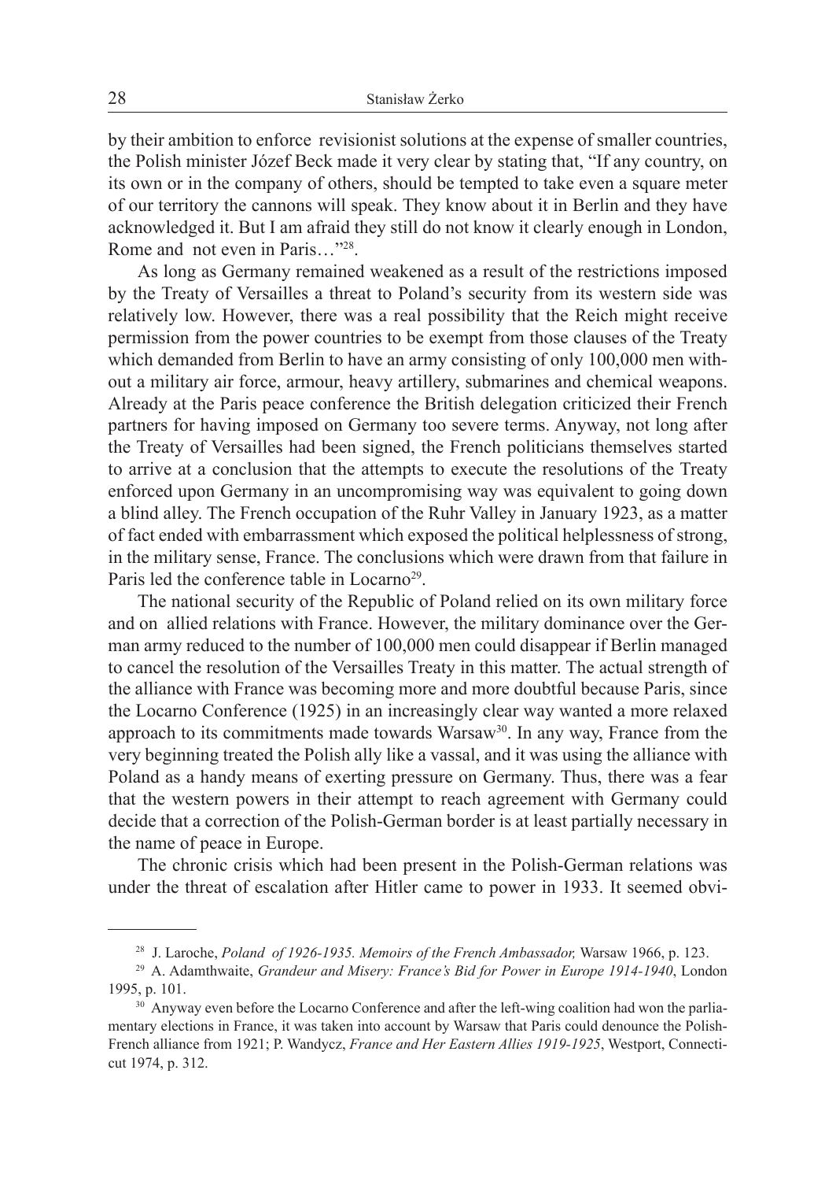by their ambition to enforce revisionist solutions at the expense of smaller countries, the Polish minister Józef Beck made it very clear by stating that, "If any country, on its own or in the company of others, should be tempted to take even a square meter of our territory the cannons will speak. They know about it in Berlin and they have acknowledged it. But I am afraid they still do not know it clearly enough in London, Rome and not even in Paris…"[28].

As long as Germany remained weakened as a result of the restrictions imposed by the Treaty of Versailles a threat to Poland's security from its western side was relatively low. However, there was a real possibility that the Reich might receive permission from the power countries to be exempt from those clauses of the Treaty which demanded from Berlin to have an army consisting of only 100,000 men without a military air force, armour, heavy artillery, submarines and chemical weapons. Already at the Paris peace conference the British delegation criticized their French partners for having imposed on Germany too severe terms. Anyway, not long after the Treaty of Versailles had been signed, the French politicians themselves started to arrive at a conclusion that the attempts to execute the resolutions of the Treaty enforced upon Germany in an uncompromising way was equivalent to going down a blind alley. The French occupation of the Ruhr Valley in January 1923, as a matter of fact ended with embarrassment which exposed the political helplessness of strong, in the military sense, France. The conclusions which were drawn from that failure in Paris led the conference table in Locarno[29].

The national security of the Republic of Poland relied on its own military force and on allied relations with France. However, the military dominance over the German army reduced to the number of 100,000 men could disappear if Berlin managed to cancel the resolution of the Versailles Treaty in this matter. The actual strength of the alliance with France was becoming more and more doubtful because Paris, since the Locarno Conference (1925) in an increasingly clear way wanted a more relaxed approach to its commitments made towards Warsaw[30]. In any way, France from the very beginning treated the Polish ally like a vassal, and it was using the alliance with Poland as a handy means of exerting pressure on Germany. Thus, there was a fear that the western powers in their attempt to reach agreement with Germany could decide that a correction of the Polish-German border is at least partially necessary in the name of peace in Europe.

The chronic crisis which had been present in the Polish-German relations was under the threat of escalation after Hitler came to power in 1933. It seemed obvi-

---

[28] J. Laroche, *Poland of 1926-1935. Memoirs of the French Ambassador,* Warsaw 1966, p. 123.

[29] A. Adamthwaite, *Grandeur and Misery: France's Bid for Power in Europe 1914-1940*, London 1995, p. 101.

[30] Anyway even before the Locarno Conference and after the left-wing coalition had won the parliamentary elections in France, it was taken into account by Warsaw that Paris could denounce the Polish-French alliance from 1921; P. Wandycz, *France and Her Eastern Allies 1919-1925*, Westport, Connecticut 1974, p. 312.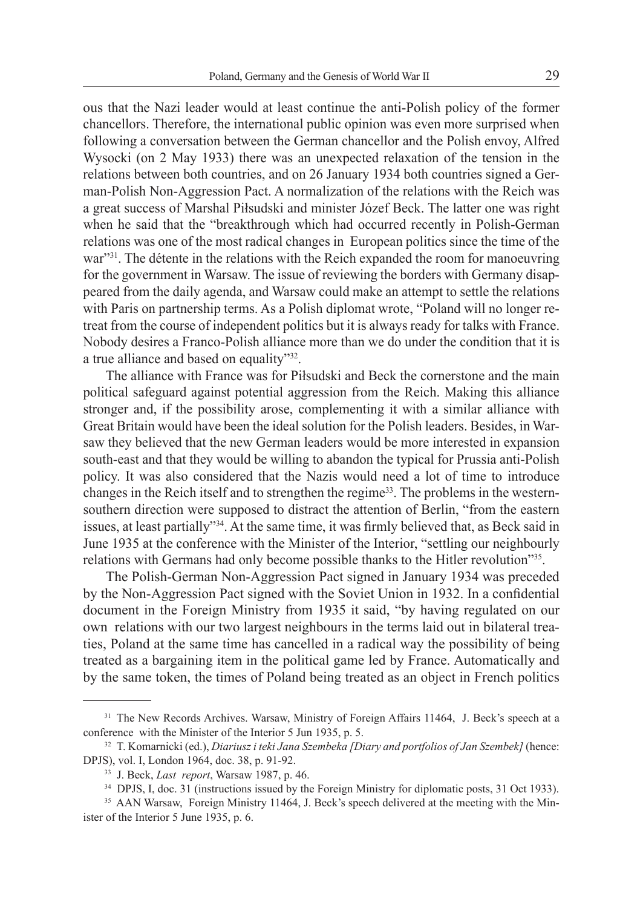ous that the Nazi leader would at least continue the anti-Polish policy of the former chancellors. Therefore, the international public opinion was even more surprised when following a conversation between the German chancellor and the Polish envoy, Alfred Wysocki (on 2 May 1933) there was an unexpected relaxation of the tension in the relations between both countries, and on 26 January 1934 both countries signed a German-Polish Non-Aggression Pact. A normalization of the relations with the Reich was a great success of Marshal Piłsudski and minister Józef Beck. The latter one was right when he said that the "breakthrough which had occurred recently in Polish-German relations was one of the most radical changes in European politics since the time of the war"[31]. The détente in the relations with the Reich expanded the room for manoeuvring for the government in Warsaw. The issue of reviewing the borders with Germany disappeared from the daily agenda, and Warsaw could make an attempt to settle the relations with Paris on partnership terms. As a Polish diplomat wrote, "Poland will no longer retreat from the course of independent politics but it is always ready for talks with France. Nobody desires a Franco-Polish alliance more than we do under the condition that it is a true alliance and based on equality"[32].

The alliance with France was for Piłsudski and Beck the cornerstone and the main political safeguard against potential aggression from the Reich. Making this alliance stronger and, if the possibility arose, complementing it with a similar alliance with Great Britain would have been the ideal solution for the Polish leaders. Besides, in Warsaw they believed that the new German leaders would be more interested in expansion south-east and that they would be willing to abandon the typical for Prussia anti-Polish policy. It was also considered that the Nazis would need a lot of time to introduce changes in the Reich itself and to strengthen the regime[33]. The problems in the western-southern direction were supposed to distract the attention of Berlin, "from the eastern issues, at least partially"[34]. At the same time, it was firmly believed that, as Beck said in June 1935 at the conference with the Minister of the Interior, "settling our neighbourly relations with Germans had only become possible thanks to the Hitler revolution"[35].

The Polish-German Non-Aggression Pact signed in January 1934 was preceded by the Non-Aggression Pact signed with the Soviet Union in 1932. In a confidential document in the Foreign Ministry from 1935 it said, "by having regulated on our own relations with our two largest neighbours in the terms laid out in bilateral treaties, Poland at the same time has cancelled in a radical way the possibility of being treated as a bargaining item in the political game led by France. Automatically and by the same token, the times of Poland being treated as an object in French politics

---

[31] The New Records Archives. Warsaw, Ministry of Foreign Affairs 11464, J. Beck's speech at a conference with the Minister of the Interior 5 Jun 1935, p. 5.

[32] T. Komarnicki (ed.), *Diariusz i teki Jana Szembeka [Diary and portfolios of Jan Szembek]* (hence: DPJS), vol. I, London 1964, doc. 38, p. 91-92.

[33] J. Beck, *Last report*, Warsaw 1987, p. 46.

[34] DPJS, I, doc. 31 (instructions issued by the Foreign Ministry for diplomatic posts, 31 Oct 1933).

[35] AAN Warsaw, Foreign Ministry 11464, J. Beck's speech delivered at the meeting with the Minister of the Interior 5 June 1935, p. 6.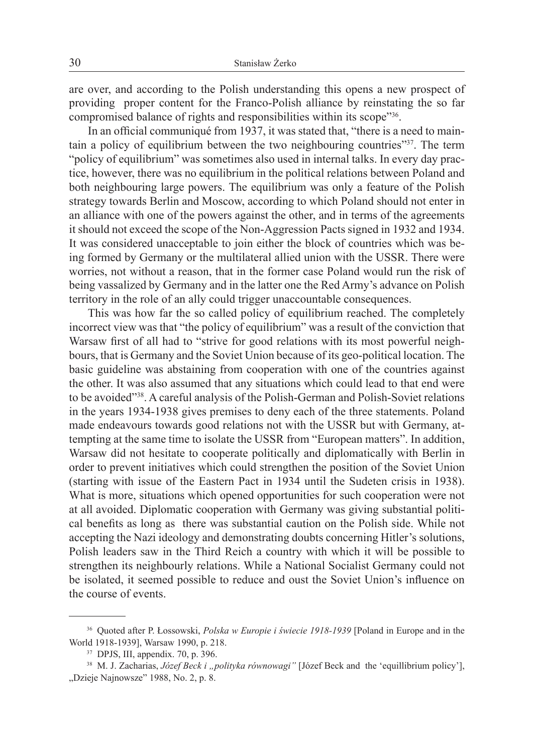are over, and according to the Polish understanding this opens a new prospect of providing proper content for the Franco-Polish alliance by reinstating the so far compromised balance of rights and responsibilities within its scope"[36].

In an official communiqué from 1937, it was stated that, "there is a need to maintain a policy of equilibrium between the two neighbouring countries"[37]. The term "policy of equilibrium" was sometimes also used in internal talks. In every day practice, however, there was no equilibrium in the political relations between Poland and both neighbouring large powers. The equilibrium was only a feature of the Polish strategy towards Berlin and Moscow, according to which Poland should not enter in an alliance with one of the powers against the other, and in terms of the agreements it should not exceed the scope of the Non-Aggression Pacts signed in 1932 and 1934. It was considered unacceptable to join either the block of countries which was being formed by Germany or the multilateral allied union with the USSR. There were worries, not without a reason, that in the former case Poland would run the risk of being vassalized by Germany and in the latter one the Red Army's advance on Polish territory in the role of an ally could trigger unaccountable consequences.

This was how far the so called policy of equilibrium reached. The completely incorrect view was that "the policy of equilibrium" was a result of the conviction that Warsaw first of all had to "strive for good relations with its most powerful neighbours, that is Germany and the Soviet Union because of its geo-political location. The basic guideline was abstaining from cooperation with one of the countries against the other. It was also assumed that any situations which could lead to that end were to be avoided"[38]. A careful analysis of the Polish-German and Polish-Soviet relations in the years 1934-1938 gives premises to deny each of the three statements. Poland made endeavours towards good relations not with the USSR but with Germany, attempting at the same time to isolate the USSR from "European matters". In addition, Warsaw did not hesitate to cooperate politically and diplomatically with Berlin in order to prevent initiatives which could strengthen the position of the Soviet Union (starting with issue of the Eastern Pact in 1934 until the Sudeten crisis in 1938). What is more, situations which opened opportunities for such cooperation were not at all avoided. Diplomatic cooperation with Germany was giving substantial political benefits as long as there was substantial caution on the Polish side. While not accepting the Nazi ideology and demonstrating doubts concerning Hitler's solutions, Polish leaders saw in the Third Reich a country with which it will be possible to strengthen its neighbourly relations. While a National Socialist Germany could not be isolated, it seemed possible to reduce and oust the Soviet Union's influence on the course of events.

---

[36] Quoted after P. Łossowski, *Polska w Europie i świecie 1918-1939* [Poland in Europe and in the World 1918-1939], Warsaw 1990, p. 218.

[37] DPJS, III, appendix. 70, p. 396.

[38] M. J. Zacharias, *Józef Beck i „polityka równowagi"* [Józef Beck and the 'equillibrium policy'], „Dzieje Najnowsze" 1988, No. 2, p. 8.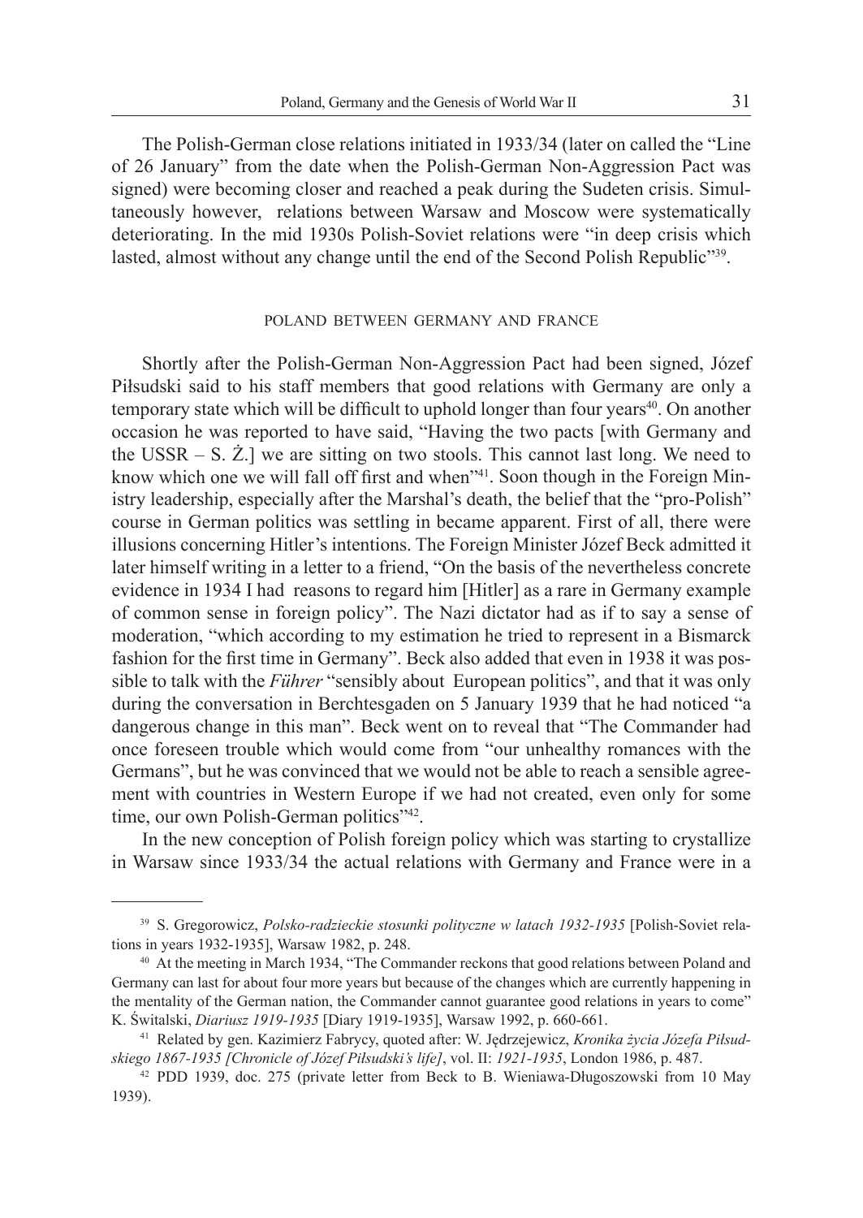The Polish-German close relations initiated in 1933/34 (later on called the "Line of 26 January" from the date when the Polish-German Non-Aggression Pact was signed) were becoming closer and reached a peak during the Sudeten crisis. Simultaneously however, relations between Warsaw and Moscow were systematically deteriorating. In the mid 1930s Polish-Soviet relations were "in deep crisis which lasted, almost without any change until the end of the Second Polish Republic"[39].

## POLAND BETWEEN GERMANY AND FRANCE

Shortly after the Polish-German Non-Aggression Pact had been signed, Józef Piłsudski said to his staff members that good relations with Germany are only a temporary state which will be difficult to uphold longer than four years[40]. On another occasion he was reported to have said, "Having the two pacts [with Germany and the USSR – S. Ż.] we are sitting on two stools. This cannot last long. We need to know which one we will fall off first and when"[41]. Soon though in the Foreign Ministry leadership, especially after the Marshal's death, the belief that the "pro-Polish" course in German politics was settling in became apparent. First of all, there were illusions concerning Hitler's intentions. The Foreign Minister Józef Beck admitted it later himself writing in a letter to a friend, "On the basis of the nevertheless concrete evidence in 1934 I had reasons to regard him [Hitler] as a rare in Germany example of common sense in foreign policy". The Nazi dictator had as if to say a sense of moderation, "which according to my estimation he tried to represent in a Bismarck fashion for the first time in Germany". Beck also added that even in 1938 it was possible to talk with the *Führer* "sensibly about European politics", and that it was only during the conversation in Berchtesgaden on 5 January 1939 that he had noticed "a dangerous change in this man". Beck went on to reveal that "The Commander had once foreseen trouble which would come from "our unhealthy romances with the Germans", but he was convinced that we would not be able to reach a sensible agreement with countries in Western Europe if we had not created, even only for some time, our own Polish-German politics"[42].

In the new conception of Polish foreign policy which was starting to crystallize in Warsaw since 1933/34 the actual relations with Germany and France were in a

---

[39] S. Gregorowicz, *Polsko-radzieckie stosunki polityczne w latach 1932-1935* [Polish-Soviet relations in years 1932-1935], Warsaw 1982, p. 248.

[40] At the meeting in March 1934, "The Commander reckons that good relations between Poland and Germany can last for about four more years but because of the changes which are currently happening in the mentality of the German nation, the Commander cannot guarantee good relations in years to come" K. Świtalski, *Diariusz 1919-1935* [Diary 1919-1935], Warsaw 1992, p. 660-661.

[41] Related by gen. Kazimierz Fabrycy, quoted after: W. Jędrzejewicz, *Kronika życia Józefa Piłsudskiego 1867-1935 [Chronicle of Józef Piłsudski's life]*, vol. II: *1921-1935*, London 1986, p. 487.

[42] PDD 1939, doc. 275 (private letter from Beck to B. Wieniawa-Długoszowski from 10 May 1939).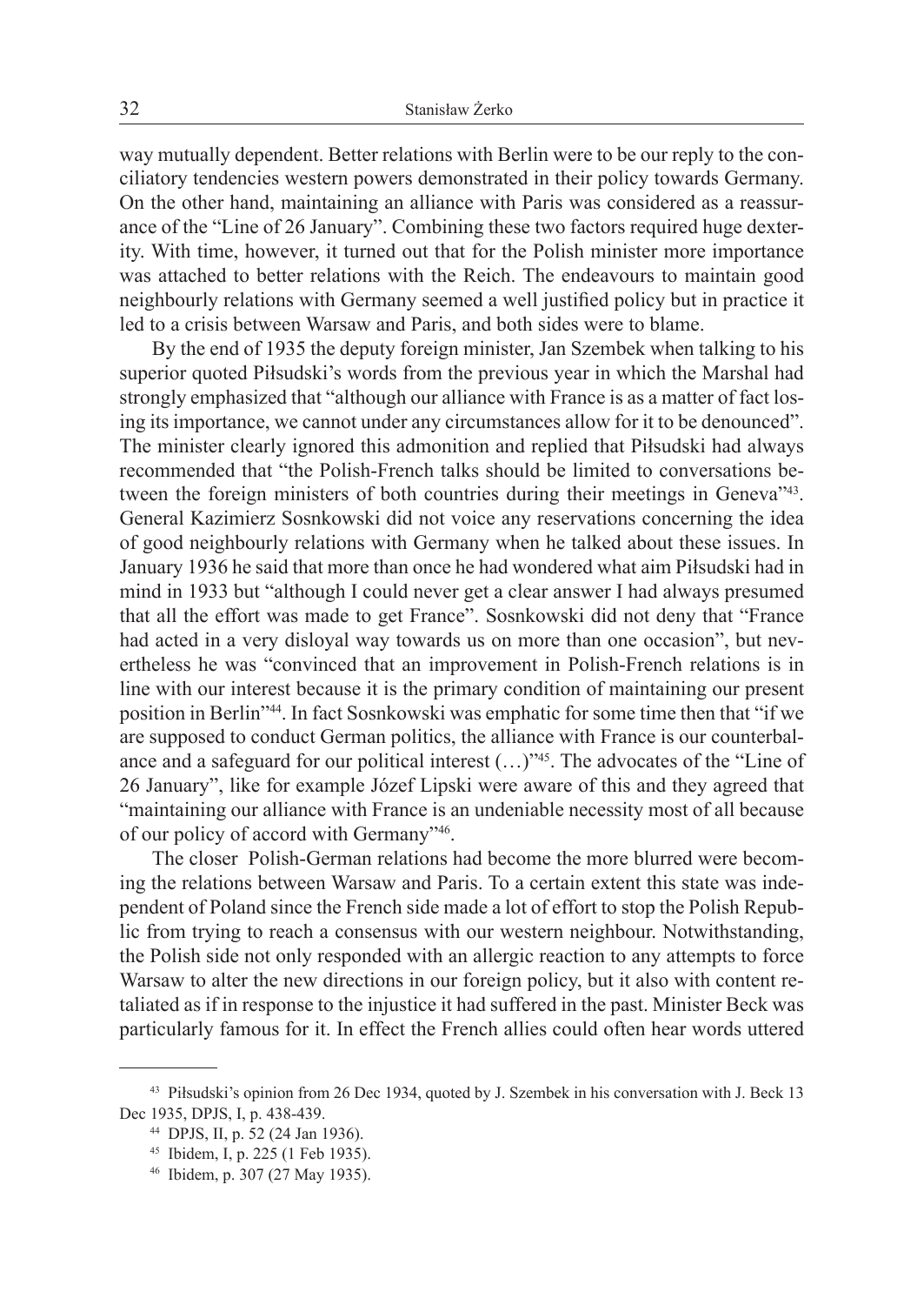way mutually dependent. Better relations with Berlin were to be our reply to the conciliatory tendencies western powers demonstrated in their policy towards Germany. On the other hand, maintaining an alliance with Paris was considered as a reassurance of the "Line of 26 January". Combining these two factors required huge dexterity. With time, however, it turned out that for the Polish minister more importance was attached to better relations with the Reich. The endeavours to maintain good neighbourly relations with Germany seemed a well justified policy but in practice it led to a crisis between Warsaw and Paris, and both sides were to blame.

By the end of 1935 the deputy foreign minister, Jan Szembek when talking to his superior quoted Piłsudski's words from the previous year in which the Marshal had strongly emphasized that "although our alliance with France is as a matter of fact losing its importance, we cannot under any circumstances allow for it to be denounced". The minister clearly ignored this admonition and replied that Piłsudski had always recommended that "the Polish-French talks should be limited to conversations between the foreign ministers of both countries during their meetings in Geneva"[43]. General Kazimierz Sosnkowski did not voice any reservations concerning the idea of good neighbourly relations with Germany when he talked about these issues. In January 1936 he said that more than once he had wondered what aim Piłsudski had in mind in 1933 but "although I could never get a clear answer I had always presumed that all the effort was made to get France". Sosnkowski did not deny that "France had acted in a very disloyal way towards us on more than one occasion", but nevertheless he was "convinced that an improvement in Polish-French relations is in line with our interest because it is the primary condition of maintaining our present position in Berlin"[44]. In fact Sosnkowski was emphatic for some time then that "if we are supposed to conduct German politics, the alliance with France is our counterbalance and a safeguard for our political interest (…)"[45]. The advocates of the "Line of 26 January", like for example Józef Lipski were aware of this and they agreed that "maintaining our alliance with France is an undeniable necessity most of all because of our policy of accord with Germany"[46].

The closer Polish-German relations had become the more blurred were becoming the relations between Warsaw and Paris. To a certain extent this state was independent of Poland since the French side made a lot of effort to stop the Polish Republic from trying to reach a consensus with our western neighbour. Notwithstanding, the Polish side not only responded with an allergic reaction to any attempts to force Warsaw to alter the new directions in our foreign policy, but it also with content retaliated as if in response to the injustice it had suffered in the past. Minister Beck was particularly famous for it. In effect the French allies could often hear words uttered

---

[43] Piłsudski's opinion from 26 Dec 1934, quoted by J. Szembek in his conversation with J. Beck 13 Dec 1935, DPJS, I, p. 438-439.

[44] DPJS, II, p. 52 (24 Jan 1936).

[45] Ibidem, I, p. 225 (1 Feb 1935).

[46] Ibidem, p. 307 (27 May 1935).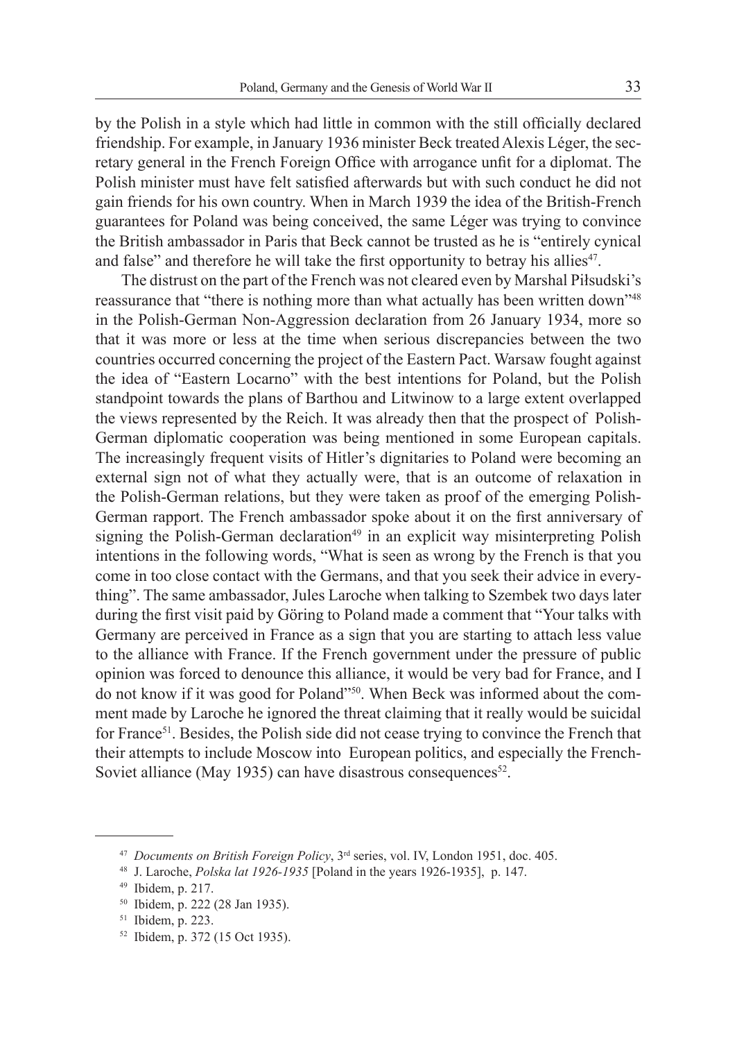by the Polish in a style which had little in common with the still officially declared friendship. For example, in January 1936 minister Beck treated Alexis Léger, the secretary general in the French Foreign Office with arrogance unfit for a diplomat. The Polish minister must have felt satisfied afterwards but with such conduct he did not gain friends for his own country. When in March 1939 the idea of the British-French guarantees for Poland was being conceived, the same Léger was trying to convince the British ambassador in Paris that Beck cannot be trusted as he is "entirely cynical and false" and therefore he will take the first opportunity to betray his allies[47].

The distrust on the part of the French was not cleared even by Marshal Piłsudski's reassurance that "there is nothing more than what actually has been written down"[48] in the Polish-German Non-Aggression declaration from 26 January 1934, more so that it was more or less at the time when serious discrepancies between the two countries occurred concerning the project of the Eastern Pact. Warsaw fought against the idea of "Eastern Locarno" with the best intentions for Poland, but the Polish standpoint towards the plans of Barthou and Litwinow to a large extent overlapped the views represented by the Reich. It was already then that the prospect of Polish-German diplomatic cooperation was being mentioned in some European capitals. The increasingly frequent visits of Hitler's dignitaries to Poland were becoming an external sign not of what they actually were, that is an outcome of relaxation in the Polish-German relations, but they were taken as proof of the emerging Polish-German rapport. The French ambassador spoke about it on the first anniversary of signing the Polish-German declaration[49] in an explicit way misinterpreting Polish intentions in the following words, "What is seen as wrong by the French is that you come in too close contact with the Germans, and that you seek their advice in everything". The same ambassador, Jules Laroche when talking to Szembek two days later during the first visit paid by Göring to Poland made a comment that "Your talks with Germany are perceived in France as a sign that you are starting to attach less value to the alliance with France. If the French government under the pressure of public opinion was forced to denounce this alliance, it would be very bad for France, and I do not know if it was good for Poland"[50]. When Beck was informed about the comment made by Laroche he ignored the threat claiming that it really would be suicidal for France[51]. Besides, the Polish side did not cease trying to convince the French that their attempts to include Moscow into European politics, and especially the French-Soviet alliance (May 1935) can have disastrous consequences[52].

---

[47] *Documents on British Foreign Policy*, 3rd series, vol. IV, London 1951, doc. 405.

[48] J. Laroche, *Polska lat 1926-1935* [Poland in the years 1926-1935], p. 147.

[49] Ibidem, p. 217.

[50] Ibidem, p. 222 (28 Jan 1935).

[51] Ibidem, p. 223.

[52] Ibidem, p. 372 (15 Oct 1935).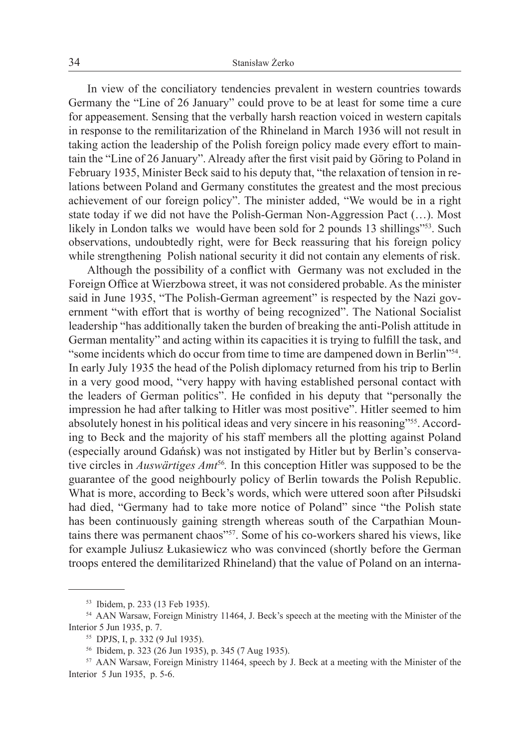In view of the conciliatory tendencies prevalent in western countries towards Germany the "Line of 26 January" could prove to be at least for some time a cure for appeasement. Sensing that the verbally harsh reaction voiced in western capitals in response to the remilitarization of the Rhineland in March 1936 will not result in taking action the leadership of the Polish foreign policy made every effort to maintain the "Line of 26 January". Already after the first visit paid by Göring to Poland in February 1935, Minister Beck said to his deputy that, "the relaxation of tension in relations between Poland and Germany constitutes the greatest and the most precious achievement of our foreign policy". The minister added, "We would be in a right state today if we did not have the Polish-German Non-Aggression Pact (…). Most likely in London talks we would have been sold for 2 pounds 13 shillings"[53]. Such observations, undoubtedly right, were for Beck reassuring that his foreign policy while strengthening Polish national security it did not contain any elements of risk.

Although the possibility of a conflict with Germany was not excluded in the Foreign Office at Wierzbowa street, it was not considered probable. As the minister said in June 1935, "The Polish-German agreement" is respected by the Nazi government "with effort that is worthy of being recognized". The National Socialist leadership "has additionally taken the burden of breaking the anti-Polish attitude in German mentality" and acting within its capacities it is trying to fulfill the task, and "some incidents which do occur from time to time are dampened down in Berlin"[54]. In early July 1935 the head of the Polish diplomacy returned from his trip to Berlin in a very good mood, "very happy with having established personal contact with the leaders of German politics". He confided in his deputy that "personally the impression he had after talking to Hitler was most positive". Hitler seemed to him absolutely honest in his political ideas and very sincere in his reasoning"[55]. According to Beck and the majority of his staff members all the plotting against Poland (especially around Gdańsk) was not instigated by Hitler but by Berlin's conservative circles in *Auswärtiges Amt*[56]. In this conception Hitler was supposed to be the guarantee of the good neighbourly policy of Berlin towards the Polish Republic. What is more, according to Beck's words, which were uttered soon after Piłsudski had died, "Germany had to take more notice of Poland" since "the Polish state has been continuously gaining strength whereas south of the Carpathian Mountains there was permanent chaos"[57]. Some of his co-workers shared his views, like for example Juliusz Łukasiewicz who was convinced (shortly before the German troops entered the demilitarized Rhineland) that the value of Poland on an interna-

---

[53] Ibidem, p. 233 (13 Feb 1935).

[54] AAN Warsaw, Foreign Ministry 11464, J. Beck's speech at the meeting with the Minister of the Interior 5 Jun 1935, p. 7.

[55] DPJS, I, p. 332 (9 Jul 1935).

[56] Ibidem, p. 323 (26 Jun 1935), p. 345 (7 Aug 1935).

[57] AAN Warsaw, Foreign Ministry 11464, speech by J. Beck at a meeting with the Minister of the Interior 5 Jun 1935, p. 5-6.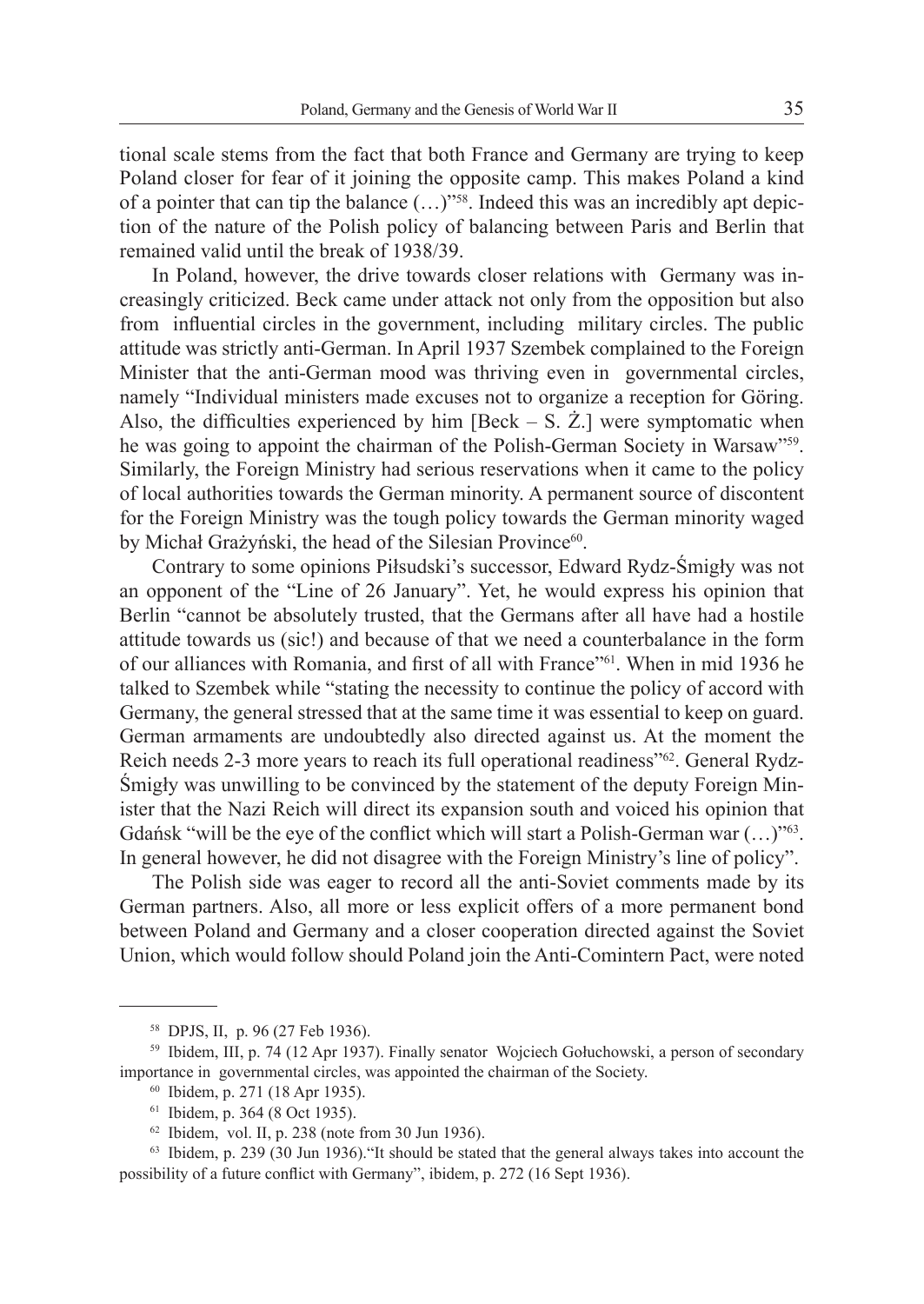tional scale stems from the fact that both France and Germany are trying to keep Poland closer for fear of it joining the opposite camp. This makes Poland a kind of a pointer that can tip the balance (…)"[58]. Indeed this was an incredibly apt depiction of the nature of the Polish policy of balancing between Paris and Berlin that remained valid until the break of 1938/39.

In Poland, however, the drive towards closer relations with Germany was increasingly criticized. Beck came under attack not only from the opposition but also from influential circles in the government, including military circles. The public attitude was strictly anti-German. In April 1937 Szembek complained to the Foreign Minister that the anti-German mood was thriving even in governmental circles, namely "Individual ministers made excuses not to organize a reception for Göring. Also, the difficulties experienced by him [Beck – S. Ż.] were symptomatic when he was going to appoint the chairman of the Polish-German Society in Warsaw"[59]. Similarly, the Foreign Ministry had serious reservations when it came to the policy of local authorities towards the German minority. A permanent source of discontent for the Foreign Ministry was the tough policy towards the German minority waged by Michał Grażyński, the head of the Silesian Province[60].

Contrary to some opinions Piłsudski's successor, Edward Rydz-Śmigły was not an opponent of the "Line of 26 January". Yet, he would express his opinion that Berlin "cannot be absolutely trusted, that the Germans after all have had a hostile attitude towards us (sic!) and because of that we need a counterbalance in the form of our alliances with Romania, and first of all with France"[61]. When in mid 1936 he talked to Szembek while "stating the necessity to continue the policy of accord with Germany, the general stressed that at the same time it was essential to keep on guard. German armaments are undoubtedly also directed against us. At the moment the Reich needs 2-3 more years to reach its full operational readiness"[62]. General Rydz-Śmigły was unwilling to be convinced by the statement of the deputy Foreign Minister that the Nazi Reich will direct its expansion south and voiced his opinion that Gdańsk "will be the eye of the conflict which will start a Polish-German war (…)"[63]. In general however, he did not disagree with the Foreign Ministry's line of policy".

The Polish side was eager to record all the anti-Soviet comments made by its German partners. Also, all more or less explicit offers of a more permanent bond between Poland and Germany and a closer cooperation directed against the Soviet Union, which would follow should Poland join the Anti-Comintern Pact, were noted

---

[58] DPJS, II, p. 96 (27 Feb 1936).

[59] Ibidem, III, p. 74 (12 Apr 1937). Finally senator Wojciech Gołuchowski, a person of secondary importance in governmental circles, was appointed the chairman of the Society.

[60] Ibidem, p. 271 (18 Apr 1935).

[61] Ibidem, p. 364 (8 Oct 1935).

[62] Ibidem, vol. II, p. 238 (note from 30 Jun 1936).

[63] Ibidem, p. 239 (30 Jun 1936)."It should be stated that the general always takes into account the possibility of a future conflict with Germany", ibidem, p. 272 (16 Sept 1936).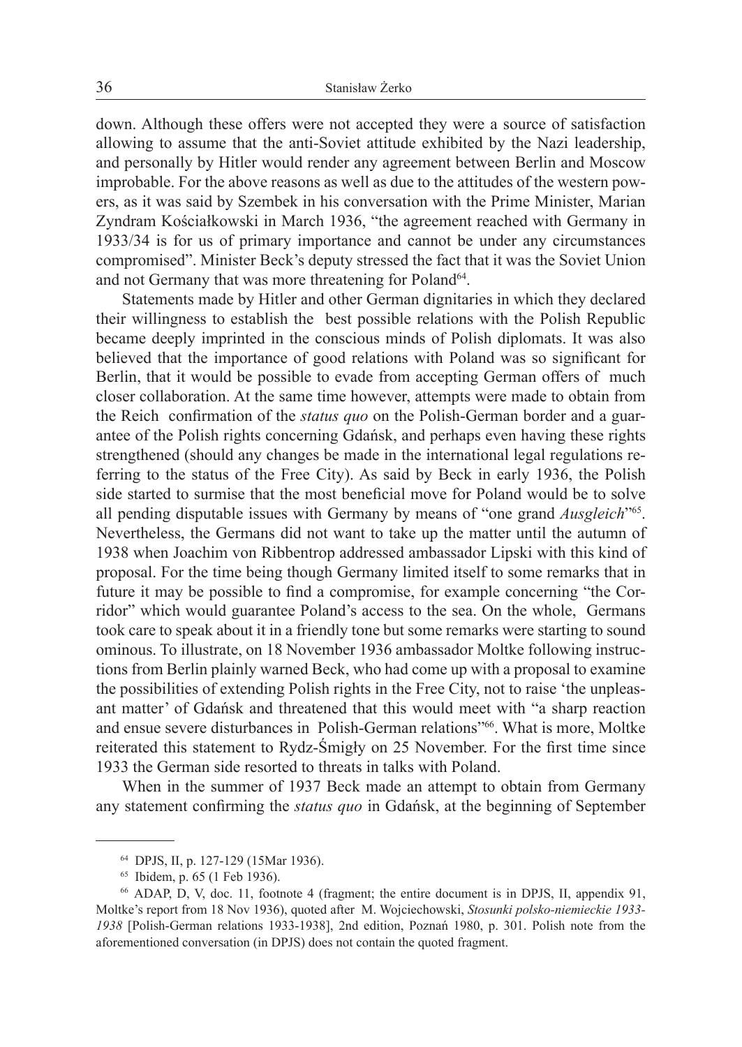down. Although these offers were not accepted they were a source of satisfaction allowing to assume that the anti-Soviet attitude exhibited by the Nazi leadership, and personally by Hitler would render any agreement between Berlin and Moscow improbable. For the above reasons as well as due to the attitudes of the western powers, as it was said by Szembek in his conversation with the Prime Minister, Marian Zyndram Kościałkowski in March 1936, "the agreement reached with Germany in 1933/34 is for us of primary importance and cannot be under any circumstances compromised". Minister Beck's deputy stressed the fact that it was the Soviet Union and not Germany that was more threatening for Poland[64].

Statements made by Hitler and other German dignitaries in which they declared their willingness to establish the best possible relations with the Polish Republic became deeply imprinted in the conscious minds of Polish diplomats. It was also believed that the importance of good relations with Poland was so significant for Berlin, that it would be possible to evade from accepting German offers of much closer collaboration. At the same time however, attempts were made to obtain from the Reich confirmation of the *status quo* on the Polish-German border and a guarantee of the Polish rights concerning Gdańsk, and perhaps even having these rights strengthened (should any changes be made in the international legal regulations referring to the status of the Free City). As said by Beck in early 1936, the Polish side started to surmise that the most beneficial move for Poland would be to solve all pending disputable issues with Germany by means of "one grand *Ausgleich*"[65]. Nevertheless, the Germans did not want to take up the matter until the autumn of 1938 when Joachim von Ribbentrop addressed ambassador Lipski with this kind of proposal. For the time being though Germany limited itself to some remarks that in future it may be possible to find a compromise, for example concerning "the Corridor" which would guarantee Poland's access to the sea. On the whole, Germans took care to speak about it in a friendly tone but some remarks were starting to sound ominous. To illustrate, on 18 November 1936 ambassador Moltke following instructions from Berlin plainly warned Beck, who had come up with a proposal to examine the possibilities of extending Polish rights in the Free City, not to raise 'the unpleasant matter' of Gdańsk and threatened that this would meet with "a sharp reaction and ensue severe disturbances in Polish-German relations"[66]. What is more, Moltke reiterated this statement to Rydz-Śmigły on 25 November. For the first time since 1933 the German side resorted to threats in talks with Poland.

When in the summer of 1937 Beck made an attempt to obtain from Germany any statement confirming the *status quo* in Gdańsk, at the beginning of September

---

[64] DPJS, II, p. 127-129 (15Mar 1936).

[65] Ibidem, p. 65 (1 Feb 1936).

[66] ADAP, D, V, doc. 11, footnote 4 (fragment; the entire document is in DPJS, II, appendix 91, Moltke's report from 18 Nov 1936), quoted after M. Wojciechowski, *Stosunki polsko-niemieckie 1933-1938* [Polish-German relations 1933-1938], 2nd edition, Poznań 1980, p. 301. Polish note from the aforementioned conversation (in DPJS) does not contain the quoted fragment.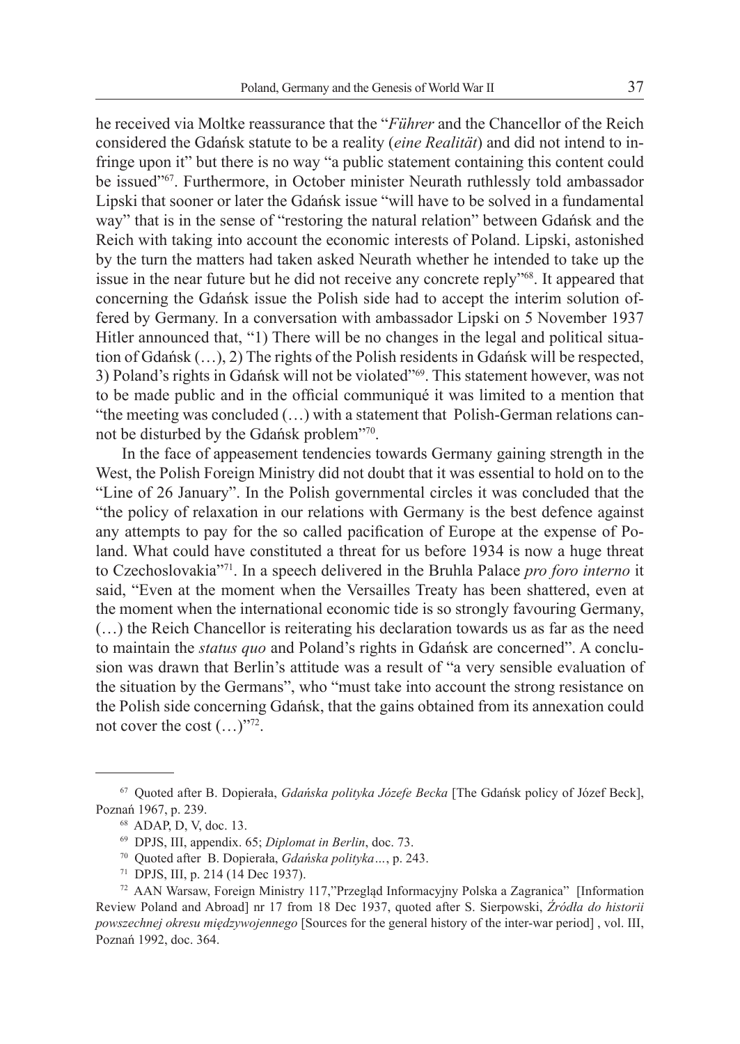he received via Moltke reassurance that the "*Führer* and the Chancellor of the Reich considered the Gdańsk statute to be a reality (*eine Realität*) and did not intend to infringe upon it" but there is no way "a public statement containing this content could be issued"[67]. Furthermore, in October minister Neurath ruthlessly told ambassador Lipski that sooner or later the Gdańsk issue "will have to be solved in a fundamental way" that is in the sense of "restoring the natural relation" between Gdańsk and the Reich with taking into account the economic interests of Poland. Lipski, astonished by the turn the matters had taken asked Neurath whether he intended to take up the issue in the near future but he did not receive any concrete reply"[68]. It appeared that concerning the Gdańsk issue the Polish side had to accept the interim solution offered by Germany. In a conversation with ambassador Lipski on 5 November 1937 Hitler announced that, "1) There will be no changes in the legal and political situation of Gdańsk (…), 2) The rights of the Polish residents in Gdańsk will be respected, 3) Poland's rights in Gdańsk will not be violated"[69]. This statement however, was not to be made public and in the official communiqué it was limited to a mention that "the meeting was concluded (…) with a statement that Polish-German relations cannot be disturbed by the Gdańsk problem"[70].

In the face of appeasement tendencies towards Germany gaining strength in the West, the Polish Foreign Ministry did not doubt that it was essential to hold on to the "Line of 26 January". In the Polish governmental circles it was concluded that the "the policy of relaxation in our relations with Germany is the best defence against any attempts to pay for the so called pacification of Europe at the expense of Poland. What could have constituted a threat for us before 1934 is now a huge threat to Czechoslovakia"[71]. In a speech delivered in the Bruhla Palace *pro foro interno* it said, "Even at the moment when the Versailles Treaty has been shattered, even at the moment when the international economic tide is so strongly favouring Germany, (…) the Reich Chancellor is reiterating his declaration towards us as far as the need to maintain the *status quo* and Poland's rights in Gdańsk are concerned". A conclusion was drawn that Berlin's attitude was a result of "a very sensible evaluation of the situation by the Germans", who "must take into account the strong resistance on the Polish side concerning Gdańsk, that the gains obtained from its annexation could not cover the cost (…)"[72].

---

[67] Quoted after B. Dopierała, *Gdańska polityka Józefe Becka* [The Gdańsk policy of Józef Beck], Poznań 1967, p. 239.

[68] ADAP, D, V, doc. 13.

[69] DPJS, III, appendix. 65; *Diplomat in Berlin*, doc. 73.

[70] Quoted after B. Dopierała, *Gdańska polityka…*, p. 243.

[71] DPJS, III, p. 214 (14 Dec 1937).

[72] AAN Warsaw, Foreign Ministry 117,"Przegląd Informacyjny Polska a Zagranica" [Information Review Poland and Abroad] nr 17 from 18 Dec 1937, quoted after S. Sierpowski, *Źródła do historii powszechnej okresu międzywojennego* [Sources for the general history of the inter-war period] , vol. III, Poznań 1992, doc. 364.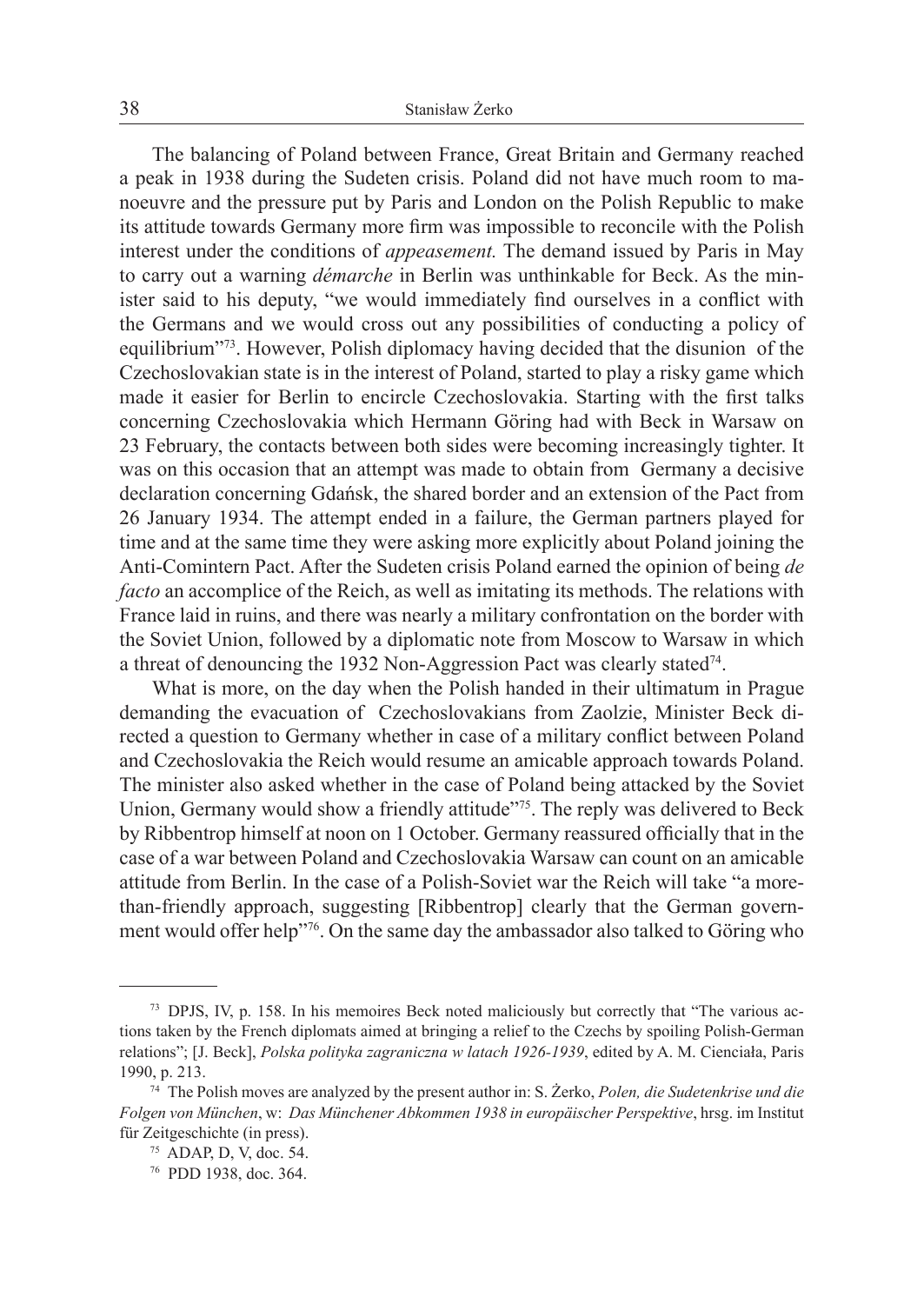The balancing of Poland between France, Great Britain and Germany reached a peak in 1938 during the Sudeten crisis. Poland did not have much room to manoeuvre and the pressure put by Paris and London on the Polish Republic to make its attitude towards Germany more firm was impossible to reconcile with the Polish interest under the conditions of *appeasement.* The demand issued by Paris in May to carry out a warning *démarche* in Berlin was unthinkable for Beck. As the minister said to his deputy, "we would immediately find ourselves in a conflict with the Germans and we would cross out any possibilities of conducting a policy of equilibrium"[73]. However, Polish diplomacy having decided that the disunion of the Czechoslovakian state is in the interest of Poland, started to play a risky game which made it easier for Berlin to encircle Czechoslovakia. Starting with the first talks concerning Czechoslovakia which Hermann Göring had with Beck in Warsaw on 23 February, the contacts between both sides were becoming increasingly tighter. It was on this occasion that an attempt was made to obtain from Germany a decisive declaration concerning Gdańsk, the shared border and an extension of the Pact from 26 January 1934. The attempt ended in a failure, the German partners played for time and at the same time they were asking more explicitly about Poland joining the Anti-Comintern Pact. After the Sudeten crisis Poland earned the opinion of being *de facto* an accomplice of the Reich, as well as imitating its methods. The relations with France laid in ruins, and there was nearly a military confrontation on the border with the Soviet Union, followed by a diplomatic note from Moscow to Warsaw in which a threat of denouncing the 1932 Non-Aggression Pact was clearly stated[74].

What is more, on the day when the Polish handed in their ultimatum in Prague demanding the evacuation of Czechoslovakians from Zaolzie, Minister Beck directed a question to Germany whether in case of a military conflict between Poland and Czechoslovakia the Reich would resume an amicable approach towards Poland. The minister also asked whether in the case of Poland being attacked by the Soviet Union, Germany would show a friendly attitude"[75]. The reply was delivered to Beck by Ribbentrop himself at noon on 1 October. Germany reassured officially that in the case of a war between Poland and Czechoslovakia Warsaw can count on an amicable attitude from Berlin. In the case of a Polish-Soviet war the Reich will take "a more-than-friendly approach, suggesting [Ribbentrop] clearly that the German government would offer help"[76]. On the same day the ambassador also talked to Göring who

---

[73] DPJS, IV, p. 158. In his memoires Beck noted maliciously but correctly that "The various actions taken by the French diplomats aimed at bringing a relief to the Czechs by spoiling Polish-German relations"; [J. Beck], *Polska polityka zagraniczna w latach 1926-1939*, edited by A. M. Cienciała, Paris 1990, p. 213.

[74] The Polish moves are analyzed by the present author in: S. Żerko, *Polen, die Sudetenkrise und die Folgen von München*, w: *Das Münchener Abkommen 1938 in europäischer Perspektive*, hrsg. im Institut für Zeitgeschichte (in press).

[75] ADAP, D, V, doc. 54.

[76] PDD 1938, doc. 364.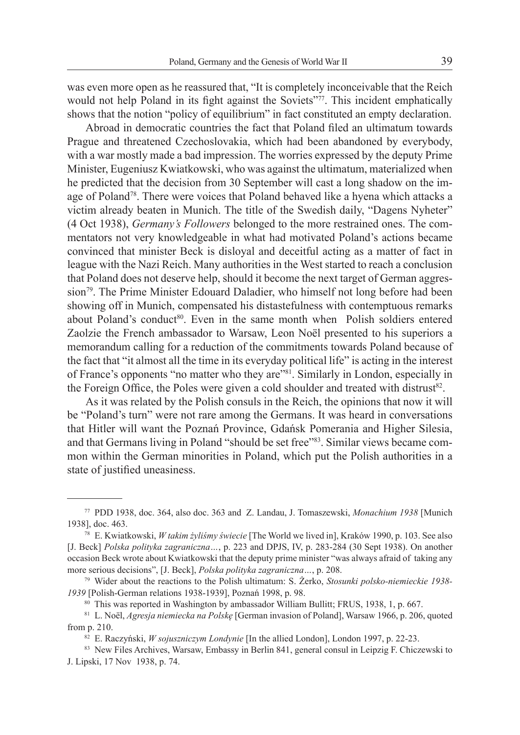was even more open as he reassured that, “It is completely inconceivable that the Reich would not help Poland in its fight against the Soviets”[77]. This incident emphatically shows that the notion “policy of equilibrium” in fact constituted an empty declaration.

Abroad in democratic countries the fact that Poland filed an ultimatum towards Prague and threatened Czechoslovakia, which had been abandoned by everybody, with a war mostly made a bad impression. The worries expressed by the deputy Prime Minister, Eugeniusz Kwiatkowski, who was against the ultimatum, materialized when he predicted that the decision from 30 September will cast a long shadow on the image of Poland[78]. There were voices that Poland behaved like a hyena which attacks a victim already beaten in Munich. The title of the Swedish daily, “Dagens Nyheter” (4 Oct 1938), *Germany's Followers* belonged to the more restrained ones. The commentators not very knowledgeable in what had motivated Poland's actions became convinced that minister Beck is disloyal and deceitful acting as a matter of fact in league with the Nazi Reich. Many authorities in the West started to reach a conclusion that Poland does not deserve help, should it become the next target of German aggression[79]. The Prime Minister Edouard Daladier, who himself not long before had been showing off in Munich, compensated his distastefulness with contemptuous remarks about Poland's conduct[80]. Even in the same month when Polish soldiers entered Zaolzie the French ambassador to Warsaw, Leon Noël presented to his superiors a memorandum calling for a reduction of the commitments towards Poland because of the fact that “it almost all the time in its everyday political life” is acting in the interest of France's opponents “no matter who they are”[81]. Similarly in London, especially in the Foreign Office, the Poles were given a cold shoulder and treated with distrust[82].

As it was related by the Polish consuls in the Reich, the opinions that now it will be “Poland's turn” were not rare among the Germans. It was heard in conversations that Hitler will want the Poznań Province, Gdańsk Pomerania and Higher Silesia, and that Germans living in Poland “should be set free”[83]. Similar views became common within the German minorities in Poland, which put the Polish authorities in a state of justified uneasiness.

---

[77] PDD 1938, doc. 364, also doc. 363 and Z. Landau, J. Tomaszewski, *Monachium 1938* [Munich 1938], doc. 463.

[78] E. Kwiatkowski, *W takim żyliśmy świecie* [The World we lived in], Kraków 1990, p. 103. See also [J. Beck] *Polska polityka zagraniczna…*, p. 223 and DPJS, IV, p. 283-284 (30 Sept 1938). On another occasion Beck wrote about Kwiatkowski that the deputy prime minister “was always afraid of taking any more serious decisions”, [J. Beck], *Polska polityka zagraniczna…*, p. 208.

[79] Wider about the reactions to the Polish ultimatum: S. Żerko, *Stosunki polsko-niemieckie 1938-1939* [Polish-German relations 1938-1939], Poznań 1998, p. 98.

[80] This was reported in Washington by ambassador William Bullitt; FRUS, 1938, 1, p. 667.

[81] L. Noël, *Agresja niemiecka na Polskę* [German invasion of Poland], Warsaw 1966, p. 206, quoted from p. 210.

[82] E. Raczyński, *W sojuszniczym Londynie* [In the allied London], London 1997, p. 22-23.

[83] New Files Archives, Warsaw, Embassy in Berlin 841, general consul in Leipzig F. Chiczewski to J. Lipski, 17 Nov 1938, p. 74.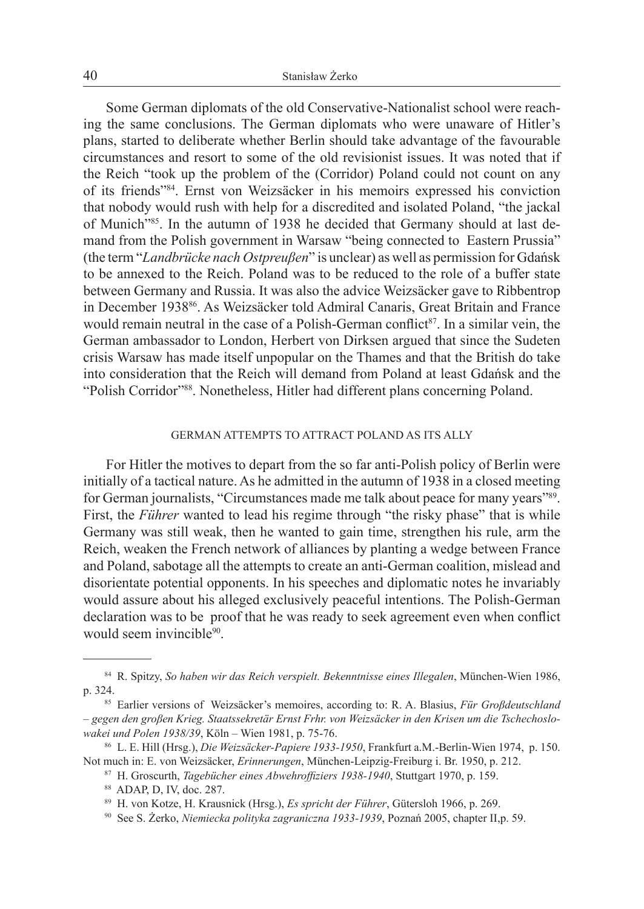Some German diplomats of the old Conservative-Nationalist school were reaching the same conclusions. The German diplomats who were unaware of Hitler's plans, started to deliberate whether Berlin should take advantage of the favourable circumstances and resort to some of the old revisionist issues. It was noted that if the Reich "took up the problem of the (Corridor) Poland could not count on any of its friends"[84]. Ernst von Weizsäcker in his memoirs expressed his conviction that nobody would rush with help for a discredited and isolated Poland, "the jackal of Munich"[85]. In the autumn of 1938 he decided that Germany should at last demand from the Polish government in Warsaw "being connected to Eastern Prussia" (the term "*Landbrücke nach Ostpreußen*" is unclear) as well as permission for Gdańsk to be annexed to the Reich. Poland was to be reduced to the role of a buffer state between Germany and Russia. It was also the advice Weizsäcker gave to Ribbentrop in December 1938[86]. As Weizsäcker told Admiral Canaris, Great Britain and France would remain neutral in the case of a Polish-German conflict[87]. In a similar vein, the German ambassador to London, Herbert von Dirksen argued that since the Sudeten crisis Warsaw has made itself unpopular on the Thames and that the British do take into consideration that the Reich will demand from Poland at least Gdańsk and the "Polish Corridor"[88]. Nonetheless, Hitler had different plans concerning Poland.

## GERMAN ATTEMPTS TO ATTRACT POLAND AS ITS ALLY

For Hitler the motives to depart from the so far anti-Polish policy of Berlin were initially of a tactical nature. As he admitted in the autumn of 1938 in a closed meeting for German journalists, "Circumstances made me talk about peace for many years"[89]. First, the *Führer* wanted to lead his regime through "the risky phase" that is while Germany was still weak, then he wanted to gain time, strengthen his rule, arm the Reich, weaken the French network of alliances by planting a wedge between France and Poland, sabotage all the attempts to create an anti-German coalition, mislead and disorientate potential opponents. In his speeches and diplomatic notes he invariably would assure about his alleged exclusively peaceful intentions. The Polish-German declaration was to be proof that he was ready to seek agreement even when conflict would seem invincible[90].

---

[84] R. Spitzy, *So haben wir das Reich verspielt. Bekenntnisse eines Illegalen*, München-Wien 1986, p. 324.

[85] Earlier versions of Weizsäcker's memoires, according to: R. A. Blasius, *Für Großdeutschland – gegen den großen Krieg. Staatssekretär Ernst Frhr. von Weizsäcker in den Krisen um die Tschechoslowakei und Polen 1938/39*, Köln – Wien 1981, p. 75-76.

[86] L. E. Hill (Hrsg.), *Die Weizsäcker-Papiere 1933-1950*, Frankfurt a.M.-Berlin-Wien 1974, p. 150. Not much in: E. von Weizsäcker, *Erinnerungen*, München-Leipzig-Freiburg i. Br. 1950, p. 212.

[87] H. Groscurth, *Tagebücher eines Abwehroffiziers 1938-1940*, Stuttgart 1970, p. 159.

[88] ADAP, D, IV, doc. 287.

[89] H. von Kotze, H. Krausnick (Hrsg.), *Es spricht der Führer*, Gütersloh 1966, p. 269.

[90] See S. Żerko, *Niemiecka polityka zagraniczna 1933-1939*, Poznań 2005, chapter II,p. 59.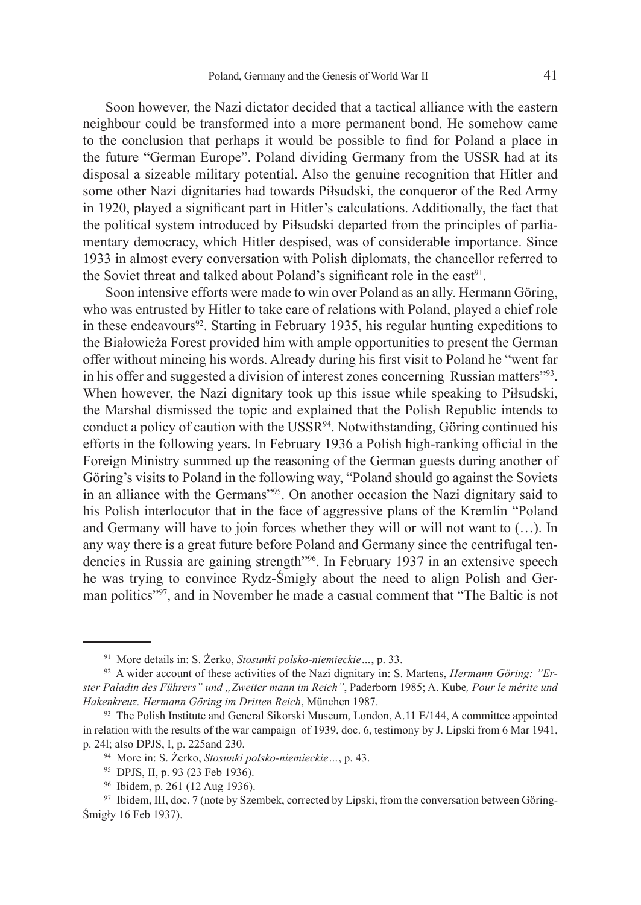Soon however, the Nazi dictator decided that a tactical alliance with the eastern neighbour could be transformed into a more permanent bond. He somehow came to the conclusion that perhaps it would be possible to find for Poland a place in the future "German Europe". Poland dividing Germany from the USSR had at its disposal a sizeable military potential. Also the genuine recognition that Hitler and some other Nazi dignitaries had towards Piłsudski, the conqueror of the Red Army in 1920, played a significant part in Hitler's calculations. Additionally, the fact that the political system introduced by Piłsudski departed from the principles of parliamentary democracy, which Hitler despised, was of considerable importance. Since 1933 in almost every conversation with Polish diplomats, the chancellor referred to the Soviet threat and talked about Poland's significant role in the east[91].

Soon intensive efforts were made to win over Poland as an ally. Hermann Göring, who was entrusted by Hitler to take care of relations with Poland, played a chief role in these endeavours[92]. Starting in February 1935, his regular hunting expeditions to the Białowieża Forest provided him with ample opportunities to present the German offer without mincing his words. Already during his first visit to Poland he "went far in his offer and suggested a division of interest zones concerning Russian matters"[93]. When however, the Nazi dignitary took up this issue while speaking to Piłsudski, the Marshal dismissed the topic and explained that the Polish Republic intends to conduct a policy of caution with the USSR[94]. Notwithstanding, Göring continued his efforts in the following years. In February 1936 a Polish high-ranking official in the Foreign Ministry summed up the reasoning of the German guests during another of Göring's visits to Poland in the following way, "Poland should go against the Soviets in an alliance with the Germans"[95]. On another occasion the Nazi dignitary said to his Polish interlocutor that in the face of aggressive plans of the Kremlin "Poland and Germany will have to join forces whether they will or will not want to (…). In any way there is a great future before Poland and Germany since the centrifugal tendencies in Russia are gaining strength"[96]. In February 1937 in an extensive speech he was trying to convince Rydz-Śmigły about the need to align Polish and German politics"[97], and in November he made a casual comment that "The Baltic is not

---

[91] More details in: S. Żerko, *Stosunki polsko-niemieckie…*, p. 33.

[92] A wider account of these activities of the Nazi dignitary in: S. Martens, *Hermann Göring: "Erster Paladin des Führers" und „Zweiter mann im Reich"*, Paderborn 1985; A. Kube*, Pour le mérite und Hakenkreuz. Hermann Göring im Dritten Reich*, München 1987.

[93] The Polish Institute and General Sikorski Museum, London, A.11 E/144, A committee appointed in relation with the results of the war campaign of 1939, doc. 6, testimony by J. Lipski from 6 Mar 1941, p. 24l; also DPJS, I, p. 225and 230.

[94] More in: S. Żerko, *Stosunki polsko-niemieckie…*, p. 43.

[95] DPJS, II, p. 93 (23 Feb 1936).

[96] Ibidem, p. 261 (12 Aug 1936).

[97] Ibidem, III, doc. 7 (note by Szembek, corrected by Lipski, from the conversation between Göring-Śmigły 16 Feb 1937).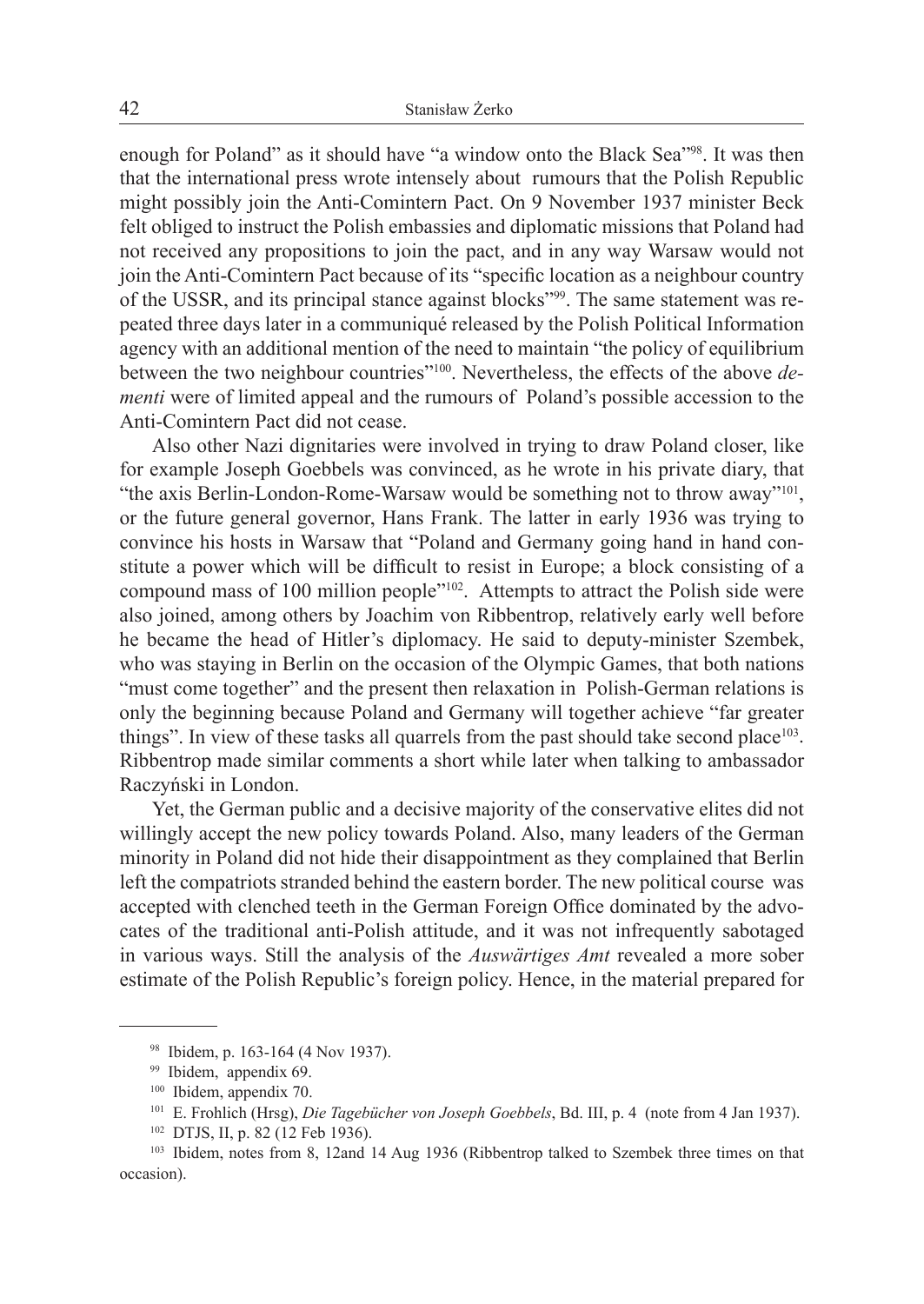enough for Poland" as it should have "a window onto the Black Sea"[98]. It was then that the international press wrote intensely about rumours that the Polish Republic might possibly join the Anti-Comintern Pact. On 9 November 1937 minister Beck felt obliged to instruct the Polish embassies and diplomatic missions that Poland had not received any propositions to join the pact, and in any way Warsaw would not join the Anti-Comintern Pact because of its "specific location as a neighbour country of the USSR, and its principal stance against blocks"[99]. The same statement was repeated three days later in a communiqué released by the Polish Political Information agency with an additional mention of the need to maintain "the policy of equilibrium between the two neighbour countries"[100]. Nevertheless, the effects of the above *dementi* were of limited appeal and the rumours of Poland's possible accession to the Anti-Comintern Pact did not cease.

Also other Nazi dignitaries were involved in trying to draw Poland closer, like for example Joseph Goebbels was convinced, as he wrote in his private diary, that "the axis Berlin-London-Rome-Warsaw would be something not to throw away"[101], or the future general governor, Hans Frank. The latter in early 1936 was trying to convince his hosts in Warsaw that "Poland and Germany going hand in hand constitute a power which will be difficult to resist in Europe; a block consisting of a compound mass of 100 million people"[102]. Attempts to attract the Polish side were also joined, among others by Joachim von Ribbentrop, relatively early well before he became the head of Hitler's diplomacy. He said to deputy-minister Szembek, who was staying in Berlin on the occasion of the Olympic Games, that both nations "must come together" and the present then relaxation in Polish-German relations is only the beginning because Poland and Germany will together achieve "far greater things". In view of these tasks all quarrels from the past should take second place[103]. Ribbentrop made similar comments a short while later when talking to ambassador Raczyński in London.

Yet, the German public and a decisive majority of the conservative elites did not willingly accept the new policy towards Poland. Also, many leaders of the German minority in Poland did not hide their disappointment as they complained that Berlin left the compatriots stranded behind the eastern border. The new political course was accepted with clenched teeth in the German Foreign Office dominated by the advocates of the traditional anti-Polish attitude, and it was not infrequently sabotaged in various ways. Still the analysis of the *Auswärtiges Amt* revealed a more sober estimate of the Polish Republic's foreign policy. Hence, in the material prepared for

---

[98] Ibidem, p. 163-164 (4 Nov 1937).

[99] Ibidem, appendix 69.

[100] Ibidem, appendix 70.

[101] E. Frohlich (Hrsg), *Die Tagebücher von Joseph Goebbels*, Bd. III, p. 4 (note from 4 Jan 1937).

[102] DTJS, II, p. 82 (12 Feb 1936).

[103] Ibidem, notes from 8, 12and 14 Aug 1936 (Ribbentrop talked to Szembek three times on that occasion).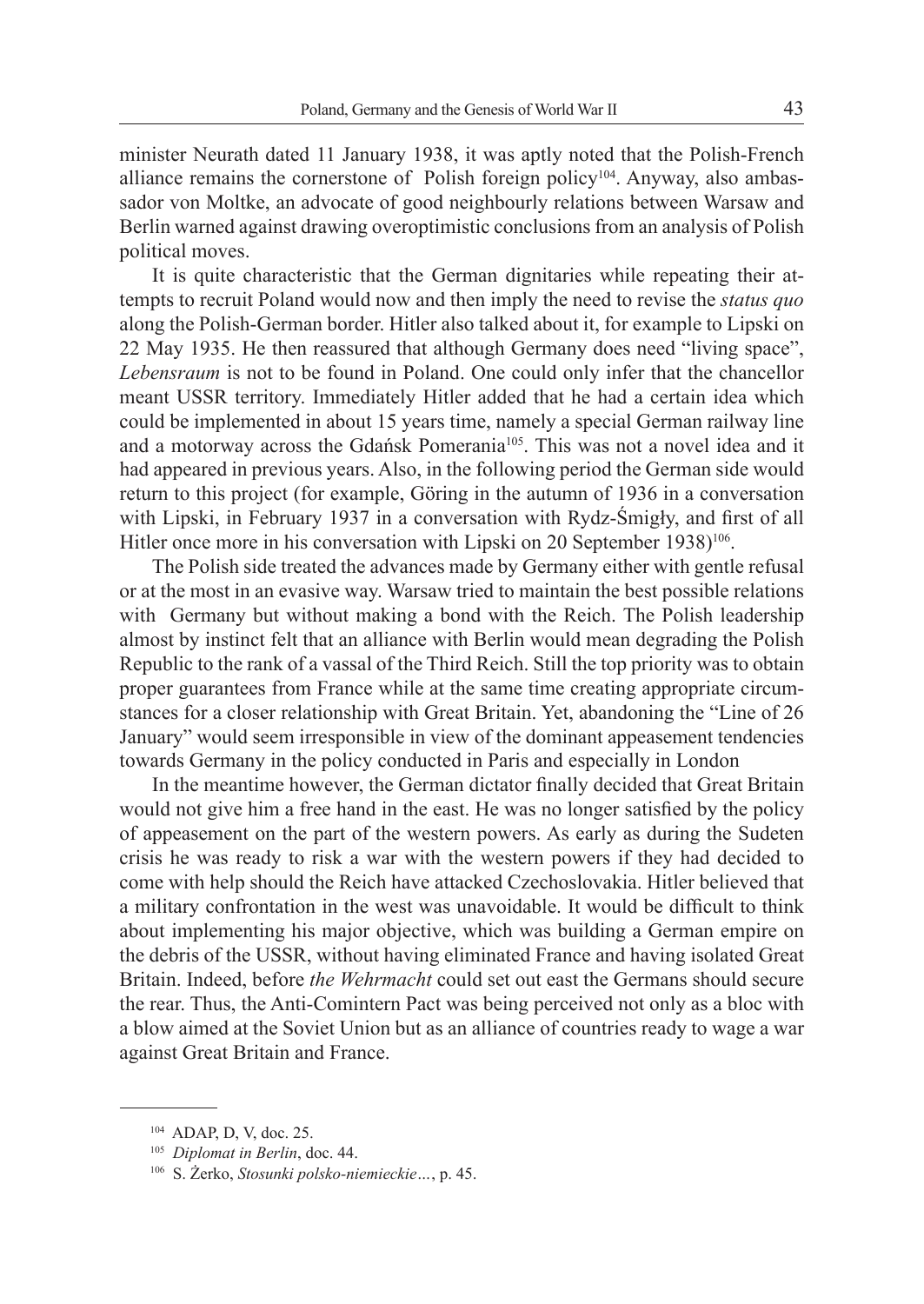minister Neurath dated 11 January 1938, it was aptly noted that the Polish-French alliance remains the cornerstone of Polish foreign policy[104]. Anyway, also ambassador von Moltke, an advocate of good neighbourly relations between Warsaw and Berlin warned against drawing overoptimistic conclusions from an analysis of Polish political moves.

It is quite characteristic that the German dignitaries while repeating their attempts to recruit Poland would now and then imply the need to revise the *status quo* along the Polish-German border. Hitler also talked about it, for example to Lipski on 22 May 1935. He then reassured that although Germany does need "living space", *Lebensraum* is not to be found in Poland. One could only infer that the chancellor meant USSR territory. Immediately Hitler added that he had a certain idea which could be implemented in about 15 years time, namely a special German railway line and a motorway across the Gdańsk Pomerania[105]. This was not a novel idea and it had appeared in previous years. Also, in the following period the German side would return to this project (for example, Göring in the autumn of 1936 in a conversation with Lipski, in February 1937 in a conversation with Rydz-Śmigły, and first of all Hitler once more in his conversation with Lipski on 20 September 1938)[106].

The Polish side treated the advances made by Germany either with gentle refusal or at the most in an evasive way. Warsaw tried to maintain the best possible relations with Germany but without making a bond with the Reich. The Polish leadership almost by instinct felt that an alliance with Berlin would mean degrading the Polish Republic to the rank of a vassal of the Third Reich. Still the top priority was to obtain proper guarantees from France while at the same time creating appropriate circumstances for a closer relationship with Great Britain. Yet, abandoning the "Line of 26 January" would seem irresponsible in view of the dominant appeasement tendencies towards Germany in the policy conducted in Paris and especially in London

In the meantime however, the German dictator finally decided that Great Britain would not give him a free hand in the east. He was no longer satisfied by the policy of appeasement on the part of the western powers. As early as during the Sudeten crisis he was ready to risk a war with the western powers if they had decided to come with help should the Reich have attacked Czechoslovakia. Hitler believed that a military confrontation in the west was unavoidable. It would be difficult to think about implementing his major objective, which was building a German empire on the debris of the USSR, without having eliminated France and having isolated Great Britain. Indeed, before *the Wehrmacht* could set out east the Germans should secure the rear. Thus, the Anti-Comintern Pact was being perceived not only as a bloc with a blow aimed at the Soviet Union but as an alliance of countries ready to wage a war against Great Britain and France.

---

[104] ADAP, D, V, doc. 25.

[105] *Diplomat in Berlin*, doc. 44.

[106] S. Żerko, *Stosunki polsko-niemieckie…*, p. 45.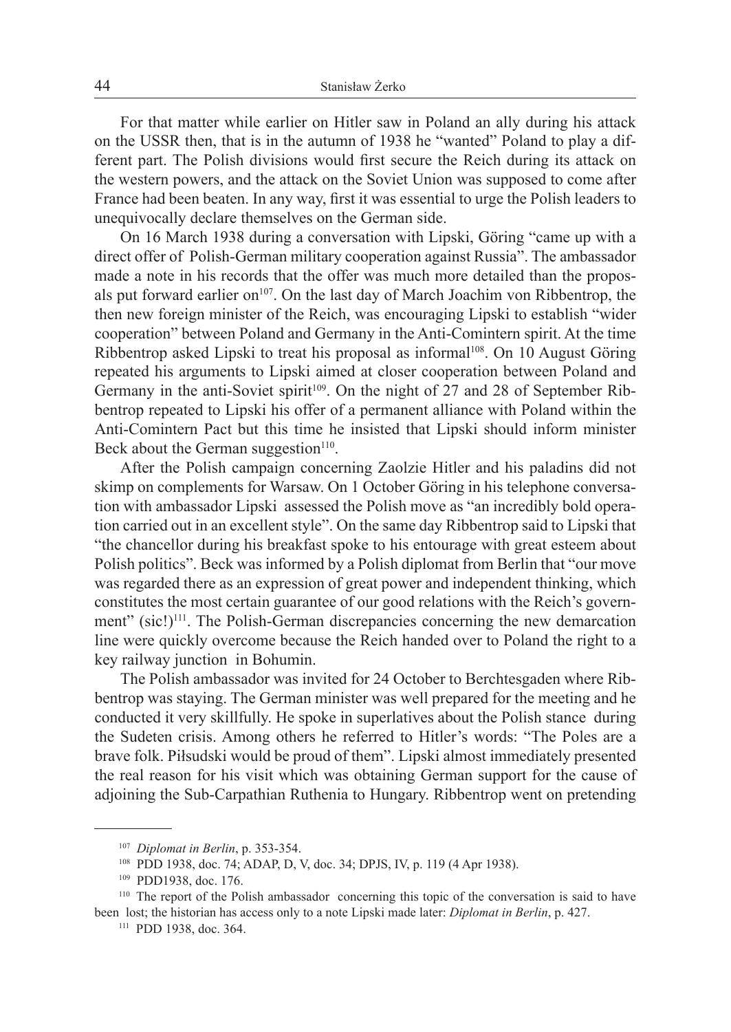For that matter while earlier on Hitler saw in Poland an ally during his attack on the USSR then, that is in the autumn of 1938 he "wanted" Poland to play a different part. The Polish divisions would first secure the Reich during its attack on the western powers, and the attack on the Soviet Union was supposed to come after France had been beaten. In any way, first it was essential to urge the Polish leaders to unequivocally declare themselves on the German side.

On 16 March 1938 during a conversation with Lipski, Göring "came up with a direct offer of Polish-German military cooperation against Russia". The ambassador made a note in his records that the offer was much more detailed than the proposals put forward earlier on[107]. On the last day of March Joachim von Ribbentrop, the then new foreign minister of the Reich, was encouraging Lipski to establish "wider cooperation" between Poland and Germany in the Anti-Comintern spirit. At the time Ribbentrop asked Lipski to treat his proposal as informal[108]. On 10 August Göring repeated his arguments to Lipski aimed at closer cooperation between Poland and Germany in the anti-Soviet spirit[109]. On the night of 27 and 28 of September Ribbentrop repeated to Lipski his offer of a permanent alliance with Poland within the Anti-Comintern Pact but this time he insisted that Lipski should inform minister Beck about the German suggestion[110].

After the Polish campaign concerning Zaolzie Hitler and his paladins did not skimp on complements for Warsaw. On 1 October Göring in his telephone conversation with ambassador Lipski assessed the Polish move as "an incredibly bold operation carried out in an excellent style". On the same day Ribbentrop said to Lipski that "the chancellor during his breakfast spoke to his entourage with great esteem about Polish politics". Beck was informed by a Polish diplomat from Berlin that "our move was regarded there as an expression of great power and independent thinking, which constitutes the most certain guarantee of our good relations with the Reich's government" (sic!)[111]. The Polish-German discrepancies concerning the new demarcation line were quickly overcome because the Reich handed over to Poland the right to a key railway junction in Bohumin.

The Polish ambassador was invited for 24 October to Berchtesgaden where Ribbentrop was staying. The German minister was well prepared for the meeting and he conducted it very skillfully. He spoke in superlatives about the Polish stance during the Sudeten crisis. Among others he referred to Hitler's words: "The Poles are a brave folk. Piłsudski would be proud of them". Lipski almost immediately presented the real reason for his visit which was obtaining German support for the cause of adjoining the Sub-Carpathian Ruthenia to Hungary. Ribbentrop went on pretending

---

[107] *Diplomat in Berlin*, p. 353-354.

[108] PDD 1938, doc. 74; ADAP, D, V, doc. 34; DPJS, IV, p. 119 (4 Apr 1938).

[109] PDD1938, doc. 176.

[110] The report of the Polish ambassador concerning this topic of the conversation is said to have been lost; the historian has access only to a note Lipski made later: *Diplomat in Berlin*, p. 427.

[111] PDD 1938, doc. 364.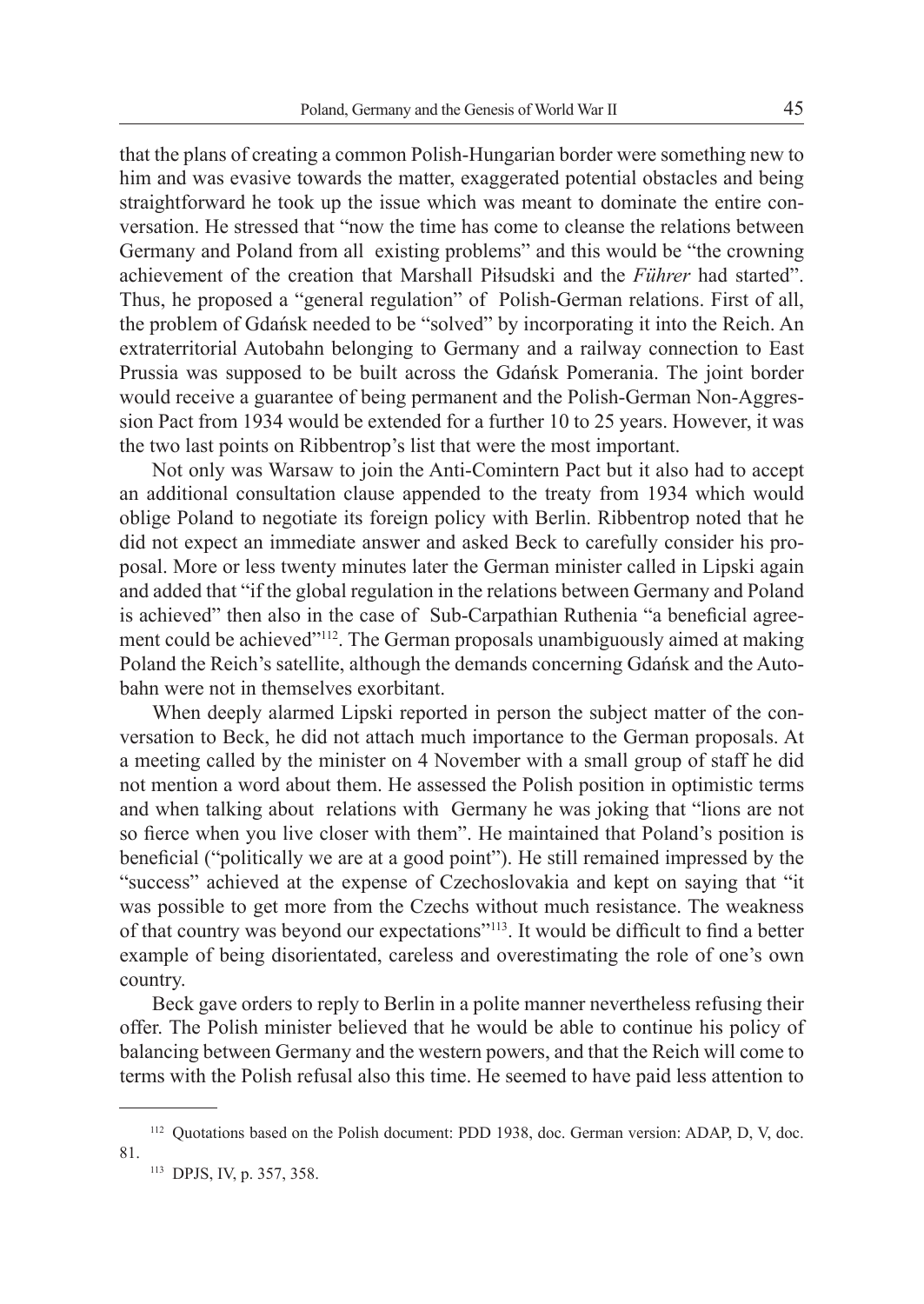that the plans of creating a common Polish-Hungarian border were something new to him and was evasive towards the matter, exaggerated potential obstacles and being straightforward he took up the issue which was meant to dominate the entire conversation. He stressed that "now the time has come to cleanse the relations between Germany and Poland from all existing problems" and this would be "the crowning achievement of the creation that Marshall Piłsudski and the *Führer* had started". Thus, he proposed a "general regulation" of Polish-German relations. First of all, the problem of Gdańsk needed to be "solved" by incorporating it into the Reich. An extraterritorial Autobahn belonging to Germany and a railway connection to East Prussia was supposed to be built across the Gdańsk Pomerania. The joint border would receive a guarantee of being permanent and the Polish-German Non-Aggression Pact from 1934 would be extended for a further 10 to 25 years. However, it was the two last points on Ribbentrop's list that were the most important.

Not only was Warsaw to join the Anti-Comintern Pact but it also had to accept an additional consultation clause appended to the treaty from 1934 which would oblige Poland to negotiate its foreign policy with Berlin. Ribbentrop noted that he did not expect an immediate answer and asked Beck to carefully consider his proposal. More or less twenty minutes later the German minister called in Lipski again and added that "if the global regulation in the relations between Germany and Poland is achieved" then also in the case of Sub-Carpathian Ruthenia "a beneficial agreement could be achieved"[112]. The German proposals unambiguously aimed at making Poland the Reich's satellite, although the demands concerning Gdańsk and the Autobahn were not in themselves exorbitant.

When deeply alarmed Lipski reported in person the subject matter of the conversation to Beck, he did not attach much importance to the German proposals. At a meeting called by the minister on 4 November with a small group of staff he did not mention a word about them. He assessed the Polish position in optimistic terms and when talking about relations with Germany he was joking that "lions are not so fierce when you live closer with them". He maintained that Poland's position is beneficial ("politically we are at a good point"). He still remained impressed by the "success" achieved at the expense of Czechoslovakia and kept on saying that "it was possible to get more from the Czechs without much resistance. The weakness of that country was beyond our expectations"[113]. It would be difficult to find a better example of being disorientated, careless and overestimating the role of one's own country.

Beck gave orders to reply to Berlin in a polite manner nevertheless refusing their offer. The Polish minister believed that he would be able to continue his policy of balancing between Germany and the western powers, and that the Reich will come to terms with the Polish refusal also this time. He seemed to have paid less attention to

---

[112] Quotations based on the Polish document: PDD 1938, doc. German version: ADAP, D, V, doc. 81.

[113] DPJS, IV, p. 357, 358.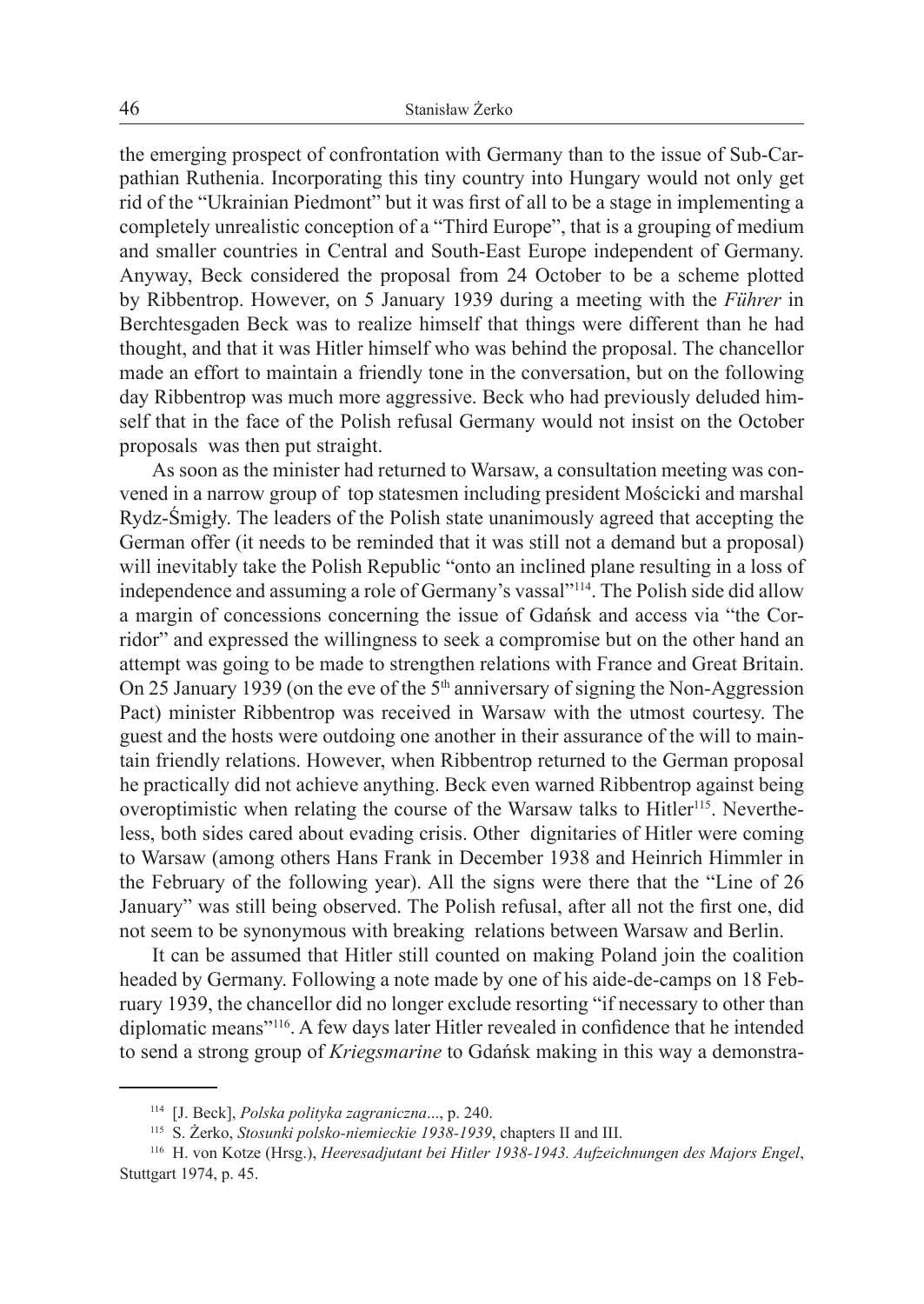the emerging prospect of confrontation with Germany than to the issue of Sub-Carpathian Ruthenia. Incorporating this tiny country into Hungary would not only get rid of the "Ukrainian Piedmont" but it was first of all to be a stage in implementing a completely unrealistic conception of a "Third Europe", that is a grouping of medium and smaller countries in Central and South-East Europe independent of Germany. Anyway, Beck considered the proposal from 24 October to be a scheme plotted by Ribbentrop. However, on 5 January 1939 during a meeting with the *Führer* in Berchtesgaden Beck was to realize himself that things were different than he had thought, and that it was Hitler himself who was behind the proposal. The chancellor made an effort to maintain a friendly tone in the conversation, but on the following day Ribbentrop was much more aggressive. Beck who had previously deluded himself that in the face of the Polish refusal Germany would not insist on the October proposals was then put straight.

As soon as the minister had returned to Warsaw, a consultation meeting was convened in a narrow group of top statesmen including president Mościcki and marshal Rydz-Śmigły. The leaders of the Polish state unanimously agreed that accepting the German offer (it needs to be reminded that it was still not a demand but a proposal) will inevitably take the Polish Republic "onto an inclined plane resulting in a loss of independence and assuming a role of Germany's vassal"[114]. The Polish side did allow a margin of concessions concerning the issue of Gdańsk and access via "the Corridor" and expressed the willingness to seek a compromise but on the other hand an attempt was going to be made to strengthen relations with France and Great Britain. On 25 January 1939 (on the eve of the 5th anniversary of signing the Non-Aggression Pact) minister Ribbentrop was received in Warsaw with the utmost courtesy. The guest and the hosts were outdoing one another in their assurance of the will to maintain friendly relations. However, when Ribbentrop returned to the German proposal he practically did not achieve anything. Beck even warned Ribbentrop against being overoptimistic when relating the course of the Warsaw talks to Hitler[115]. Nevertheless, both sides cared about evading crisis. Other dignitaries of Hitler were coming to Warsaw (among others Hans Frank in December 1938 and Heinrich Himmler in the February of the following year). All the signs were there that the "Line of 26 January" was still being observed. The Polish refusal, after all not the first one, did not seem to be synonymous with breaking relations between Warsaw and Berlin.

It can be assumed that Hitler still counted on making Poland join the coalition headed by Germany. Following a note made by one of his aide-de-camps on 18 February 1939, the chancellor did no longer exclude resorting "if necessary to other than diplomatic means"[116]. A few days later Hitler revealed in confidence that he intended to send a strong group of *Kriegsmarine* to Gdańsk making in this way a demonstra-

---

[114] [J. Beck], *Polska polityka zagraniczna*..., p. 240.

[115] S. Żerko, *Stosunki polsko-niemieckie 1938-1939*, chapters II and III.

[116] H. von Kotze (Hrsg.), *Heeresadjutant bei Hitler 1938-1943. Aufzeichnungen des Majors Engel*, Stuttgart 1974, p. 45.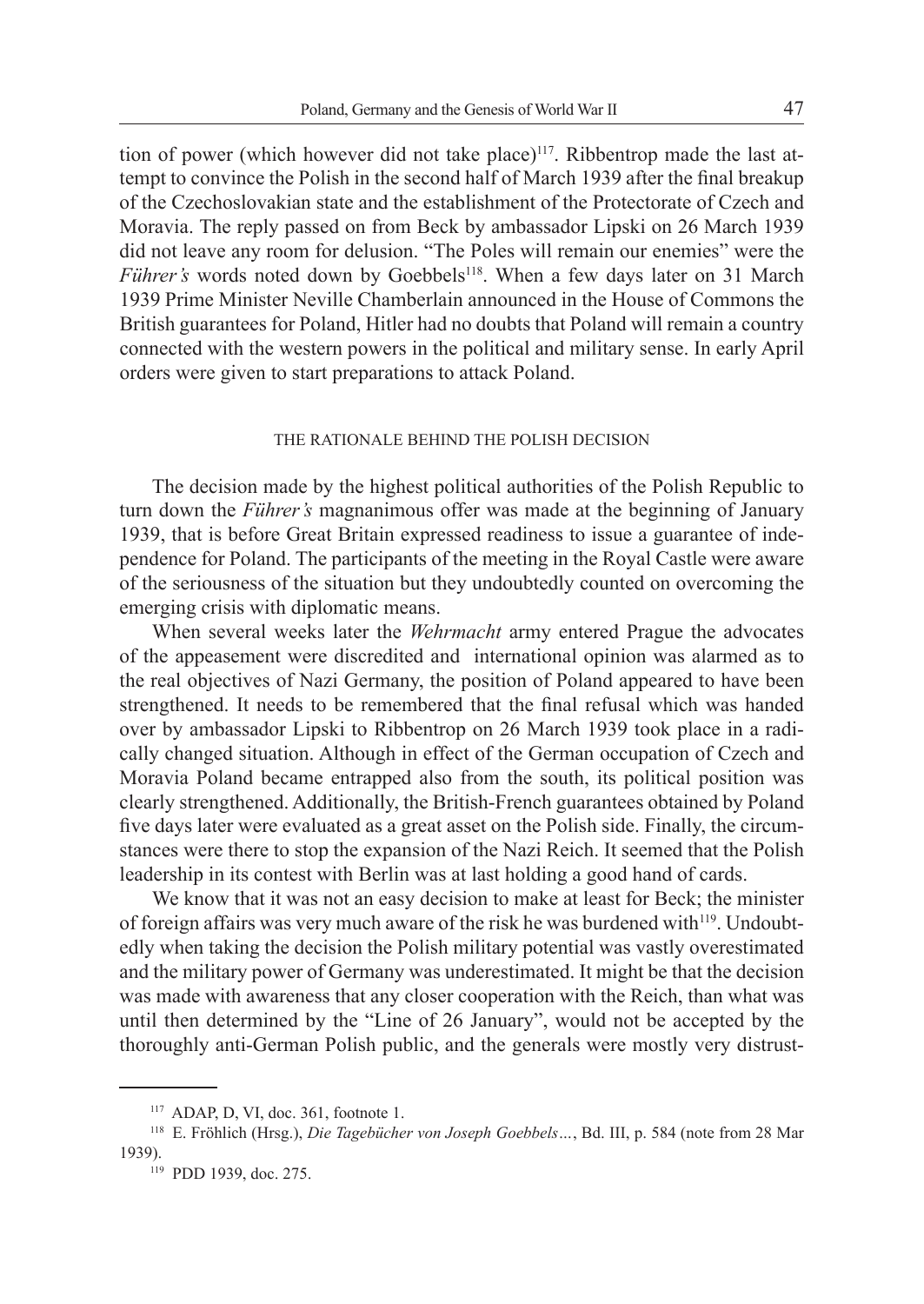tion of power (which however did not take place)[117]. Ribbentrop made the last attempt to convince the Polish in the second half of March 1939 after the final breakup of the Czechoslovakian state and the establishment of the Protectorate of Czech and Moravia. The reply passed on from Beck by ambassador Lipski on 26 March 1939 did not leave any room for delusion. "The Poles will remain our enemies" were the *Führer's* words noted down by Goebbels[118]. When a few days later on 31 March 1939 Prime Minister Neville Chamberlain announced in the House of Commons the British guarantees for Poland, Hitler had no doubts that Poland will remain a country connected with the western powers in the political and military sense. In early April orders were given to start preparations to attack Poland.

## THE RATIONALE BEHIND THE POLISH DECISION

The decision made by the highest political authorities of the Polish Republic to turn down the *Führer's* magnanimous offer was made at the beginning of January 1939, that is before Great Britain expressed readiness to issue a guarantee of independence for Poland. The participants of the meeting in the Royal Castle were aware of the seriousness of the situation but they undoubtedly counted on overcoming the emerging crisis with diplomatic means.

When several weeks later the *Wehrmacht* army entered Prague the advocates of the appeasement were discredited and international opinion was alarmed as to the real objectives of Nazi Germany, the position of Poland appeared to have been strengthened. It needs to be remembered that the final refusal which was handed over by ambassador Lipski to Ribbentrop on 26 March 1939 took place in a radically changed situation. Although in effect of the German occupation of Czech and Moravia Poland became entrapped also from the south, its political position was clearly strengthened. Additionally, the British-French guarantees obtained by Poland five days later were evaluated as a great asset on the Polish side. Finally, the circumstances were there to stop the expansion of the Nazi Reich. It seemed that the Polish leadership in its contest with Berlin was at last holding a good hand of cards.

We know that it was not an easy decision to make at least for Beck; the minister of foreign affairs was very much aware of the risk he was burdened with[119]. Undoubtedly when taking the decision the Polish military potential was vastly overestimated and the military power of Germany was underestimated. It might be that the decision was made with awareness that any closer cooperation with the Reich, than what was until then determined by the "Line of 26 January", would not be accepted by the thoroughly anti-German Polish public, and the generals were mostly very distrust-

---

[117] ADAP, D, VI, doc. 361, footnote 1.

[118] E. Fröhlich (Hrsg.), *Die Tagebücher von Joseph Goebbels…*, Bd. III, p. 584 (note from 28 Mar 1939).

[119] PDD 1939, doc. 275.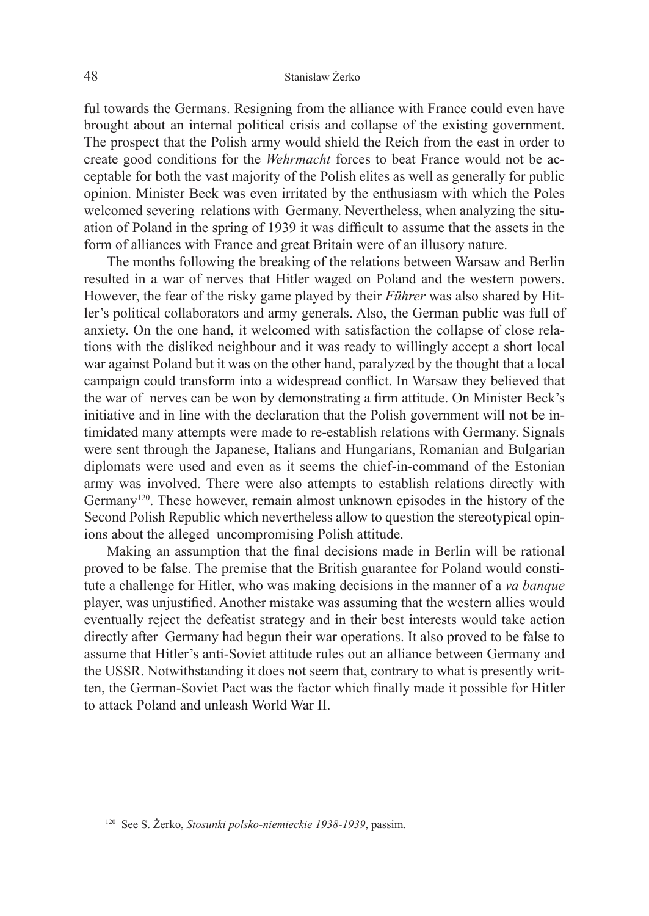ful towards the Germans. Resigning from the alliance with France could even have brought about an internal political crisis and collapse of the existing government. The prospect that the Polish army would shield the Reich from the east in order to create good conditions for the *Wehrmacht* forces to beat France would not be acceptable for both the vast majority of the Polish elites as well as generally for public opinion. Minister Beck was even irritated by the enthusiasm with which the Poles welcomed severing relations with Germany. Nevertheless, when analyzing the situation of Poland in the spring of 1939 it was difficult to assume that the assets in the form of alliances with France and great Britain were of an illusory nature.

The months following the breaking of the relations between Warsaw and Berlin resulted in a war of nerves that Hitler waged on Poland and the western powers. However, the fear of the risky game played by their *Führer* was also shared by Hitler's political collaborators and army generals. Also, the German public was full of anxiety. On the one hand, it welcomed with satisfaction the collapse of close relations with the disliked neighbour and it was ready to willingly accept a short local war against Poland but it was on the other hand, paralyzed by the thought that a local campaign could transform into a widespread conflict. In Warsaw they believed that the war of nerves can be won by demonstrating a firm attitude. On Minister Beck's initiative and in line with the declaration that the Polish government will not be intimidated many attempts were made to re-establish relations with Germany. Signals were sent through the Japanese, Italians and Hungarians, Romanian and Bulgarian diplomats were used and even as it seems the chief-in-command of the Estonian army was involved. There were also attempts to establish relations directly with Germany[120]. These however, remain almost unknown episodes in the history of the Second Polish Republic which nevertheless allow to question the stereotypical opinions about the alleged uncompromising Polish attitude.

Making an assumption that the final decisions made in Berlin will be rational proved to be false. The premise that the British guarantee for Poland would constitute a challenge for Hitler, who was making decisions in the manner of a *va banque* player, was unjustified. Another mistake was assuming that the western allies would eventually reject the defeatist strategy and in their best interests would take action directly after Germany had begun their war operations. It also proved to be false to assume that Hitler's anti-Soviet attitude rules out an alliance between Germany and the USSR. Notwithstanding it does not seem that, contrary to what is presently written, the German-Soviet Pact was the factor which finally made it possible for Hitler to attack Poland and unleash World War II.

---

[120] See S. Żerko, *Stosunki polsko-niemieckie 1938-1939*, passim.